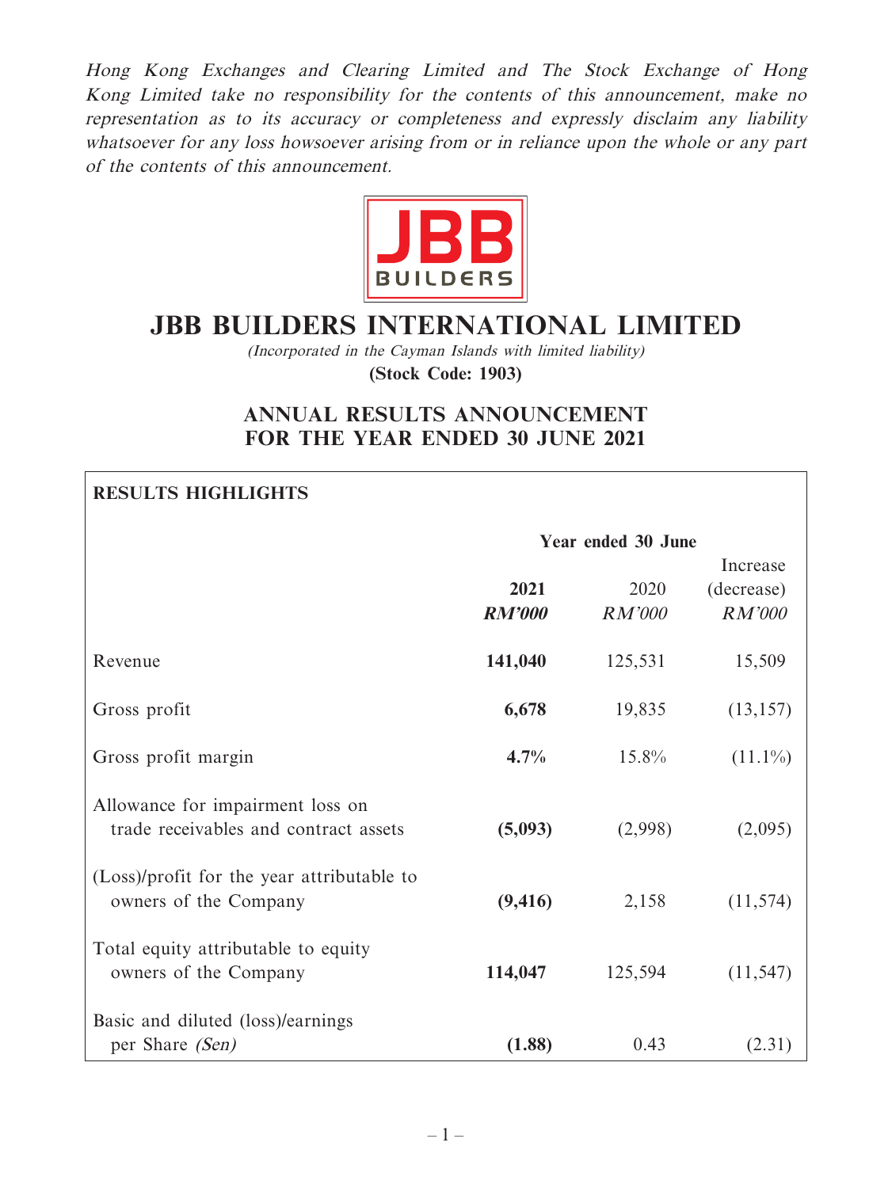*Hong Kong Exchanges and Clearing Limited and The Stock Exchange of Hong Kong Limited take no responsibility for the contents of this announcement, make no representation as to its accuracy or completeness and expressly disclaim any liability whatsoever for any loss howsoever arising from or in reliance upon the whole or any part of the contents of this announcement.*

JBB BUILDERS

# JBB BUILDERS INTERNATIONAL LIMITED

*(Incorporated in the Cayman Islands with limited liability)*

**(Stock Code: 1903)**

## ANNUAL RESULTS ANNOUNCEMENT FOR THE YEAR ENDED 30 JUNE 2021

**RESULTS HIGHLIGHTS**

| | Year ended 30 June | | |
|---|---|---|---|
| | **2021** | 2020 | Increase (decrease) |
| | ***RM'000*** | *RM'000* | *RM'000* |
| Revenue | **141,040** | 125,531 | 15,509 |
| Gross profit | **6,678** | 19,835 | (13,157) |
| Gross profit margin | **4.7%** | 15.8% | (11.1%) |
| Allowance for impairment loss on trade receivables and contract assets | **(5,093)** | (2,998) | (2,095) |
| (Loss)/profit for the year attributable to owners of the Company | **(9,416)** | 2,158 | (11,574) |
| Total equity attributable to equity owners of the Company | **114,047** | 125,594 | (11,547) |
| Basic and diluted (loss)/earnings per Share *(Sen)* | **(1.88)** | 0.43 | (2.31) |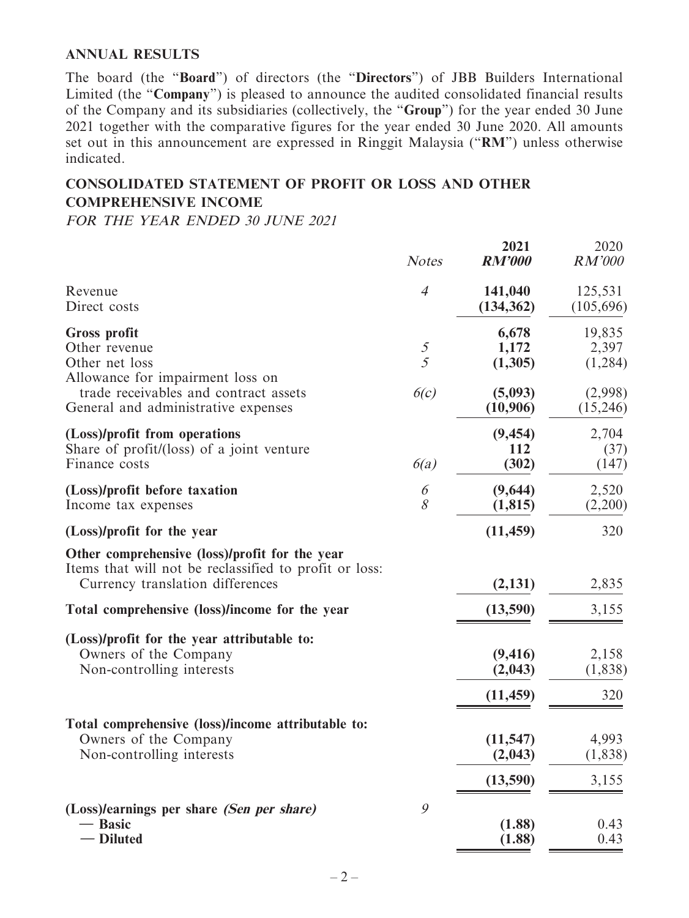## ANNUAL RESULTS

The board (the "**Board**") of directors (the "**Directors**") of JBB Builders International Limited (the "**Company**") is pleased to announce the audited consolidated financial results of the Company and its subsidiaries (collectively, the "**Group**") for the year ended 30 June 2021 together with the comparative figures for the year ended 30 June 2020. All amounts set out in this announcement are expressed in Ringgit Malaysia ("**RM**") unless otherwise indicated.

## CONSOLIDATED STATEMENT OF PROFIT OR LOSS AND OTHER COMPREHENSIVE INCOME

*FOR THE YEAR ENDED 30 JUNE 2021*

| | *Notes* | **2021** *RM'000* | 2020 *RM'000* |
|---|---|---|---|
| Revenue | *4* | **141,040** | 125,531 |
| Direct costs | | **(134,362)** | (105,696) |
| **Gross profit** | | **6,678** | 19,835 |
| Other revenue | *5* | **1,172** | 2,397 |
| Other net loss | *5* | **(1,305)** | (1,284) |
| Allowance for impairment loss on trade receivables and contract assets | *6(c)* | **(5,093)** | (2,998) |
| General and administrative expenses | | **(10,906)** | (15,246) |
| **(Loss)/profit from operations** | | **(9,454)** | 2,704 |
| Share of profit/(loss) of a joint venture | | **112** | (37) |
| Finance costs | *6(a)* | **(302)** | (147) |
| **(Loss)/profit before taxation** | *6* | **(9,644)** | 2,520 |
| Income tax expenses | *8* | **(1,815)** | (2,200) |
| **(Loss)/profit for the year** | | **(11,459)** | 320 |
| **Other comprehensive (loss)/profit for the year** | | | |
| Items that will not be reclassified to profit or loss: | | | |
| Currency translation differences | | **(2,131)** | 2,835 |
| **Total comprehensive (loss)/income for the year** | | **(13,590)** | 3,155 |
| **(Loss)/profit for the year attributable to:** | | | |
| Owners of the Company | | **(9,416)** | 2,158 |
| Non-controlling interests | | **(2,043)** | (1,838) |
| | | **(11,459)** | 320 |
| **Total comprehensive (loss)/income attributable to:** | | | |
| Owners of the Company | | **(11,547)** | 4,993 |
| Non-controlling interests | | **(2,043)** | (1,838) |
| | | **(13,590)** | 3,155 |
| **(Loss)/earnings per share *(Sen per share)*** | *9* | | |
| — **Basic** | | **(1.88)** | 0.43 |
| — **Diluted** | | **(1.88)** | 0.43 |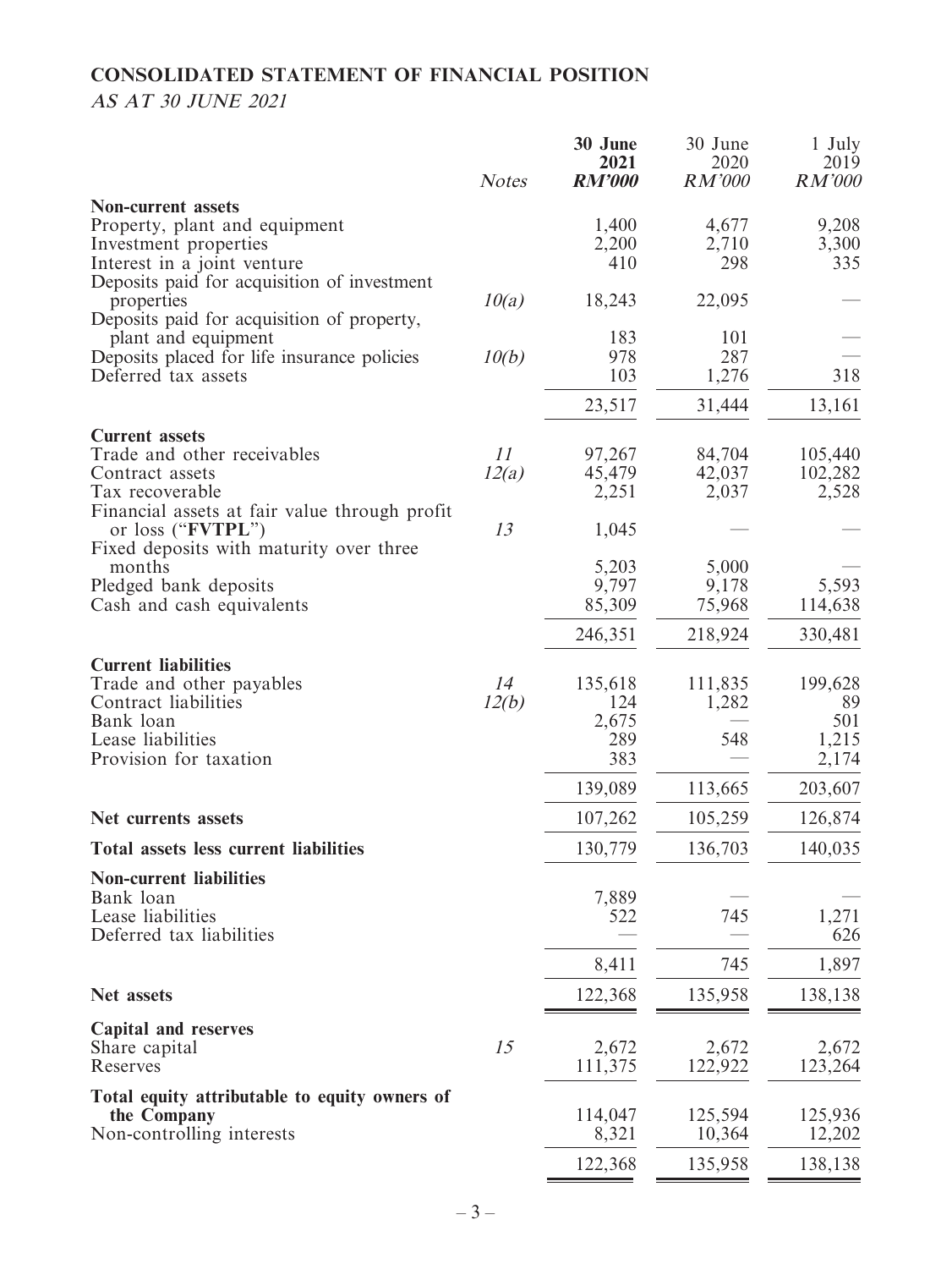## CONSOLIDATED STATEMENT OF FINANCIAL POSITION

*AS AT 30 JUNE 2021*

| | Notes | 30 June 2021 RM'000 | 30 June 2020 RM'000 | 1 July 2019 RM'000 |
|---|---|---|---|---|
| **Non-current assets** | | | | |
| Property, plant and equipment | | 1,400 | 4,677 | 9,208 |
| Investment properties | | 2,200 | 2,710 | 3,300 |
| Interest in a joint venture | | 410 | 298 | 335 |
| Deposits paid for acquisition of investment properties | 10(a) | 18,243 | 22,095 | — |
| Deposits paid for acquisition of property, plant and equipment | | 183 | 101 | — |
| Deposits placed for life insurance policies | 10(b) | 978 | 287 | — |
| Deferred tax assets | | 103 | 1,276 | 318 |
| | | 23,517 | 31,444 | 13,161 |
| **Current assets** | | | | |
| Trade and other receivables | 11 | 97,267 | 84,704 | 105,440 |
| Contract assets | 12(a) | 45,479 | 42,037 | 102,282 |
| Tax recoverable | | 2,251 | 2,037 | 2,528 |
| Financial assets at fair value through profit or loss ("**FVTPL**") | 13 | 1,045 | — | — |
| Fixed deposits with maturity over three months | | 5,203 | 5,000 | — |
| Pledged bank deposits | | 9,797 | 9,178 | 5,593 |
| Cash and cash equivalents | | 85,309 | 75,968 | 114,638 |
| | | 246,351 | 218,924 | 330,481 |
| **Current liabilities** | | | | |
| Trade and other payables | 14 | 135,618 | 111,835 | 199,628 |
| Contract liabilities | 12(b) | 124 | 1,282 | 89 |
| Bank loan | | 2,675 | — | 501 |
| Lease liabilities | | 289 | 548 | 1,215 |
| Provision for taxation | | 383 | — | 2,174 |
| | | 139,089 | 113,665 | 203,607 |
| **Net currents assets** | | 107,262 | 105,259 | 126,874 |
| **Total assets less current liabilities** | | 130,779 | 136,703 | 140,035 |
| **Non-current liabilities** | | | | |
| Bank loan | | 7,889 | — | — |
| Lease liabilities | | 522 | 745 | 1,271 |
| Deferred tax liabilities | | — | — | 626 |
| | | 8,411 | 745 | 1,897 |
| **Net assets** | | 122,368 | 135,958 | 138,138 |
| **Capital and reserves** | | | | |
| Share capital | 15 | 2,672 | 2,672 | 2,672 |
| Reserves | | 111,375 | 122,922 | 123,264 |
| **Total equity attributable to equity owners of the Company** | | 114,047 | 125,594 | 125,936 |
| Non-controlling interests | | 8,321 | 10,364 | 12,202 |
| | | 122,368 | 135,958 | 138,138 |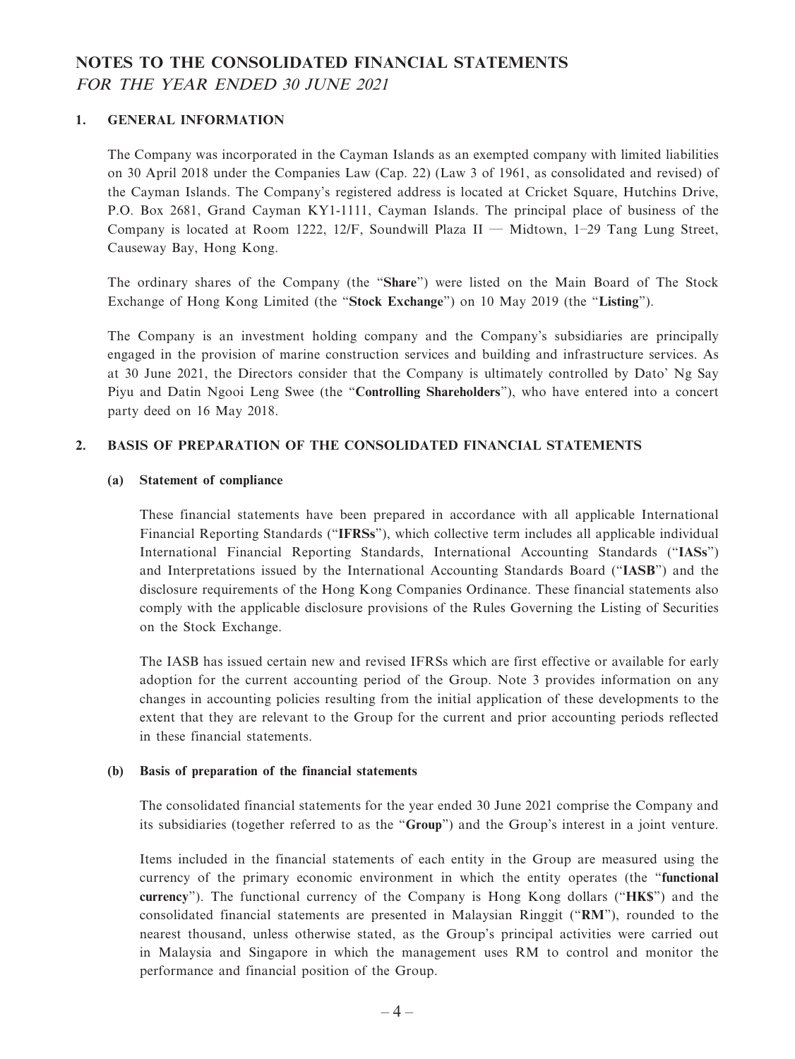# NOTES TO THE CONSOLIDATED FINANCIAL STATEMENTS

*FOR THE YEAR ENDED 30 JUNE 2021*

## 1. GENERAL INFORMATION

The Company was incorporated in the Cayman Islands as an exempted company with limited liabilities on 30 April 2018 under the Companies Law (Cap. 22) (Law 3 of 1961, as consolidated and revised) of the Cayman Islands. The Company's registered address is located at Cricket Square, Hutchins Drive, P.O. Box 2681, Grand Cayman KY1-1111, Cayman Islands. The principal place of business of the Company is located at Room 1222, 12/F, Soundwill Plaza II — Midtown, 1–29 Tang Lung Street, Causeway Bay, Hong Kong.

The ordinary shares of the Company (the "**Share**") were listed on the Main Board of The Stock Exchange of Hong Kong Limited (the "**Stock Exchange**") on 10 May 2019 (the "**Listing**").

The Company is an investment holding company and the Company's subsidiaries are principally engaged in the provision of marine construction services and building and infrastructure services. As at 30 June 2021, the Directors consider that the Company is ultimately controlled by Dato' Ng Say Piyu and Datin Ngooi Leng Swee (the "**Controlling Shareholders**"), who have entered into a concert party deed on 16 May 2018.

## 2. BASIS OF PREPARATION OF THE CONSOLIDATED FINANCIAL STATEMENTS

### (a) Statement of compliance

These financial statements have been prepared in accordance with all applicable International Financial Reporting Standards ("**IFRSs**"), which collective term includes all applicable individual International Financial Reporting Standards, International Accounting Standards ("**IASs**") and Interpretations issued by the International Accounting Standards Board ("**IASB**") and the disclosure requirements of the Hong Kong Companies Ordinance. These financial statements also comply with the applicable disclosure provisions of the Rules Governing the Listing of Securities on the Stock Exchange.

The IASB has issued certain new and revised IFRSs which are first effective or available for early adoption for the current accounting period of the Group. Note 3 provides information on any changes in accounting policies resulting from the initial application of these developments to the extent that they are relevant to the Group for the current and prior accounting periods reflected in these financial statements.

### (b) Basis of preparation of the financial statements

The consolidated financial statements for the year ended 30 June 2021 comprise the Company and its subsidiaries (together referred to as the "**Group**") and the Group's interest in a joint venture.

Items included in the financial statements of each entity in the Group are measured using the currency of the primary economic environment in which the entity operates (the "**functional currency**"). The functional currency of the Company is Hong Kong dollars ("**HK$**") and the consolidated financial statements are presented in Malaysian Ringgit ("**RM**"), rounded to the nearest thousand, unless otherwise stated, as the Group's principal activities were carried out in Malaysia and Singapore in which the management uses RM to control and monitor the performance and financial position of the Group.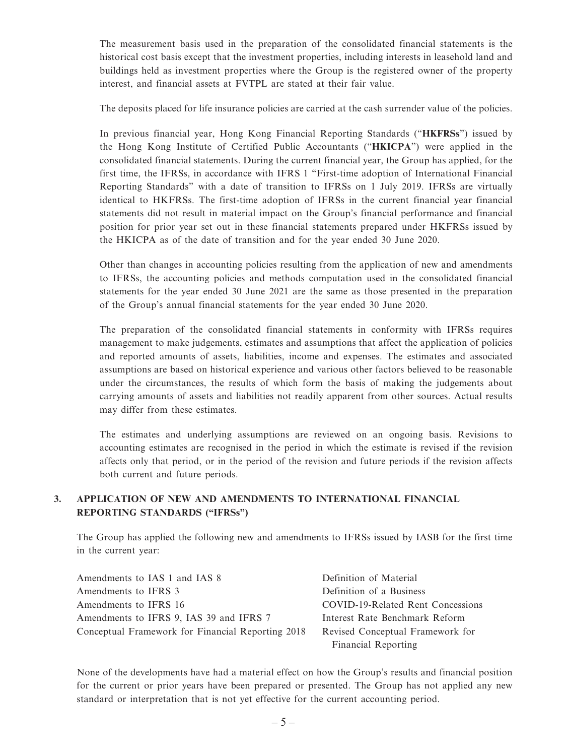The measurement basis used in the preparation of the consolidated financial statements is the historical cost basis except that the investment properties, including interests in leasehold land and buildings held as investment properties where the Group is the registered owner of the property interest, and financial assets at FVTPL are stated at their fair value.

The deposits placed for life insurance policies are carried at the cash surrender value of the policies.

In previous financial year, Hong Kong Financial Reporting Standards ("**HKFRSs**") issued by the Hong Kong Institute of Certified Public Accountants ("**HKICPA**") were applied in the consolidated financial statements. During the current financial year, the Group has applied, for the first time, the IFRSs, in accordance with IFRS 1 "First-time adoption of International Financial Reporting Standards" with a date of transition to IFRSs on 1 July 2019. IFRSs are virtually identical to HKFRSs. The first-time adoption of IFRSs in the current financial year financial statements did not result in material impact on the Group's financial performance and financial position for prior year set out in these financial statements prepared under HKFRSs issued by the HKICPA as of the date of transition and for the year ended 30 June 2020.

Other than changes in accounting policies resulting from the application of new and amendments to IFRSs, the accounting policies and methods computation used in the consolidated financial statements for the year ended 30 June 2021 are the same as those presented in the preparation of the Group's annual financial statements for the year ended 30 June 2020.

The preparation of the consolidated financial statements in conformity with IFRSs requires management to make judgements, estimates and assumptions that affect the application of policies and reported amounts of assets, liabilities, income and expenses. The estimates and associated assumptions are based on historical experience and various other factors believed to be reasonable under the circumstances, the results of which form the basis of making the judgements about carrying amounts of assets and liabilities not readily apparent from other sources. Actual results may differ from these estimates.

The estimates and underlying assumptions are reviewed on an ongoing basis. Revisions to accounting estimates are recognised in the period in which the estimate is revised if the revision affects only that period, or in the period of the revision and future periods if the revision affects both current and future periods.

## 3. APPLICATION OF NEW AND AMENDMENTS TO INTERNATIONAL FINANCIAL REPORTING STANDARDS ("IFRSs")

The Group has applied the following new and amendments to IFRSs issued by IASB for the first time in the current year:

| | |
|---|---|
| Amendments to IAS 1 and IAS 8 | Definition of Material |
| Amendments to IFRS 3 | Definition of a Business |
| Amendments to IFRS 16 | COVID-19-Related Rent Concessions |
| Amendments to IFRS 9, IAS 39 and IFRS 7 | Interest Rate Benchmark Reform |
| Conceptual Framework for Financial Reporting 2018 | Revised Conceptual Framework for Financial Reporting |

None of the developments have had a material effect on how the Group's results and financial position for the current or prior years have been prepared or presented. The Group has not applied any new standard or interpretation that is not yet effective for the current accounting period.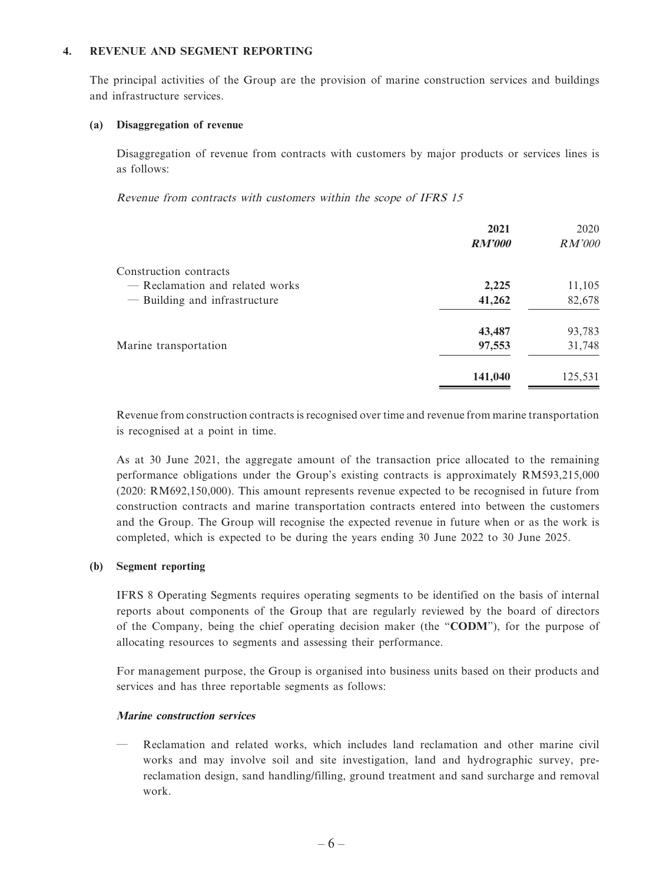## 4. REVENUE AND SEGMENT REPORTING

The principal activities of the Group are the provision of marine construction services and buildings and infrastructure services.

### (a) Disaggregation of revenue

Disaggregation of revenue from contracts with customers by major products or services lines is as follows:

*Revenue from contracts with customers within the scope of IFRS 15*

| | **2021** | 2020 |
|---|---|---|
| | ***RM'000*** | *RM'000* |
| Construction contracts | | |
| — Reclamation and related works | **2,225** | 11,105 |
| — Building and infrastructure | **41,262** | 82,678 |
| | **43,487** | 93,783 |
| Marine transportation | **97,553** | 31,748 |
| | **141,040** | 125,531 |

Revenue from construction contracts is recognised over time and revenue from marine transportation is recognised at a point in time.

As at 30 June 2021, the aggregate amount of the transaction price allocated to the remaining performance obligations under the Group's existing contracts is approximately RM593,215,000 (2020: RM692,150,000). This amount represents revenue expected to be recognised in future from construction contracts and marine transportation contracts entered into between the customers and the Group. The Group will recognise the expected revenue in future when or as the work is completed, which is expected to be during the years ending 30 June 2022 to 30 June 2025.

### (b) Segment reporting

IFRS 8 Operating Segments requires operating segments to be identified on the basis of internal reports about components of the Group that are regularly reviewed by the board of directors of the Company, being the chief operating decision maker (the "**CODM**"), for the purpose of allocating resources to segments and assessing their performance.

For management purpose, the Group is organised into business units based on their products and services and has three reportable segments as follows:

***Marine construction services***

— Reclamation and related works, which includes land reclamation and other marine civil works and may involve soil and site investigation, land and hydrographic survey, pre-reclamation design, sand handling/filling, ground treatment and sand surcharge and removal work.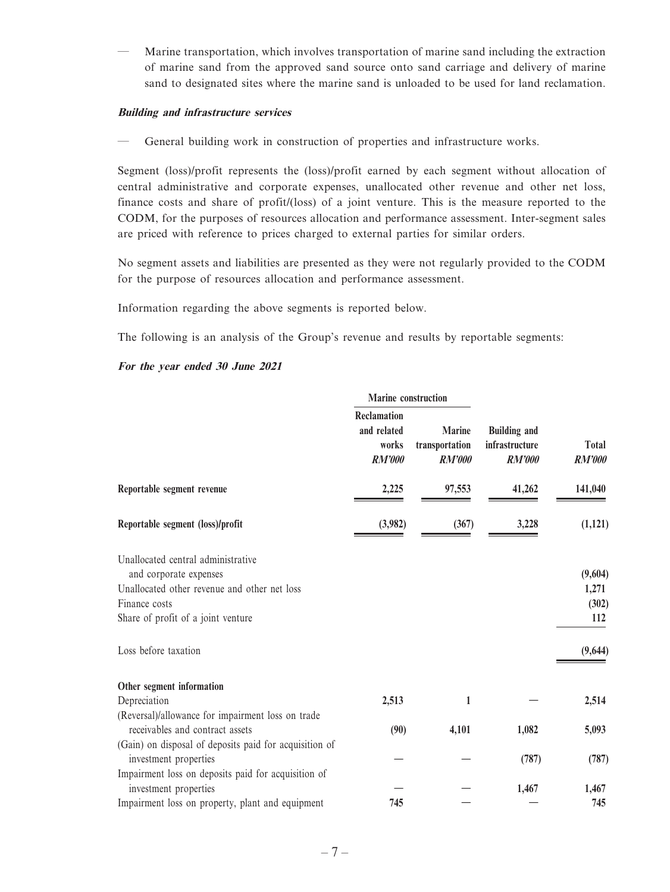— Marine transportation, which involves transportation of marine sand including the extraction of marine sand from the approved sand source onto sand carriage and delivery of marine sand to designated sites where the marine sand is unloaded to be used for land reclamation.

***Building and infrastructure services***

— General building work in construction of properties and infrastructure works.

Segment (loss)/profit represents the (loss)/profit earned by each segment without allocation of central administrative and corporate expenses, unallocated other revenue and other net loss, finance costs and share of profit/(loss) of a joint venture. This is the measure reported to the CODM, for the purposes of resources allocation and performance assessment. Inter-segment sales are priced with reference to prices charged to external parties for similar orders.

No segment assets and liabilities are presented as they were not regularly provided to the CODM for the purpose of resources allocation and performance assessment.

Information regarding the above segments is reported below.

The following is an analysis of the Group's revenue and results by reportable segments:

***For the year ended 30 June 2021***

| | Marine construction | | | |
|---|---|---|---|---|
| | Reclamation and related works *RM'000* | Marine transportation *RM'000* | Building and infrastructure *RM'000* | Total *RM'000* |
| **Reportable segment revenue** | **2,225** | **97,553** | **41,262** | **141,040** |
| **Reportable segment (loss)/profit** | **(3,982)** | **(367)** | **3,228** | **(1,121)** |
| Unallocated central administrative and corporate expenses | | | | **(9,604)** |
| Unallocated other revenue and other net loss | | | | **1,271** |
| Finance costs | | | | **(302)** |
| Share of profit of a joint venture | | | | **112** |
| Loss before taxation | | | | **(9,644)** |
| **Other segment information** | | | | |
| Depreciation | **2,513** | **1** | **—** | **2,514** |
| (Reversal)/allowance for impairment loss on trade receivables and contract assets | **(90)** | **4,101** | **1,082** | **5,093** |
| (Gain) on disposal of deposits paid for acquisition of investment properties | **—** | **—** | **(787)** | **(787)** |
| Impairment loss on deposits paid for acquisition of investment properties | **—** | **—** | **1,467** | **1,467** |
| Impairment loss on property, plant and equipment | **745** | **—** | **—** | **745** |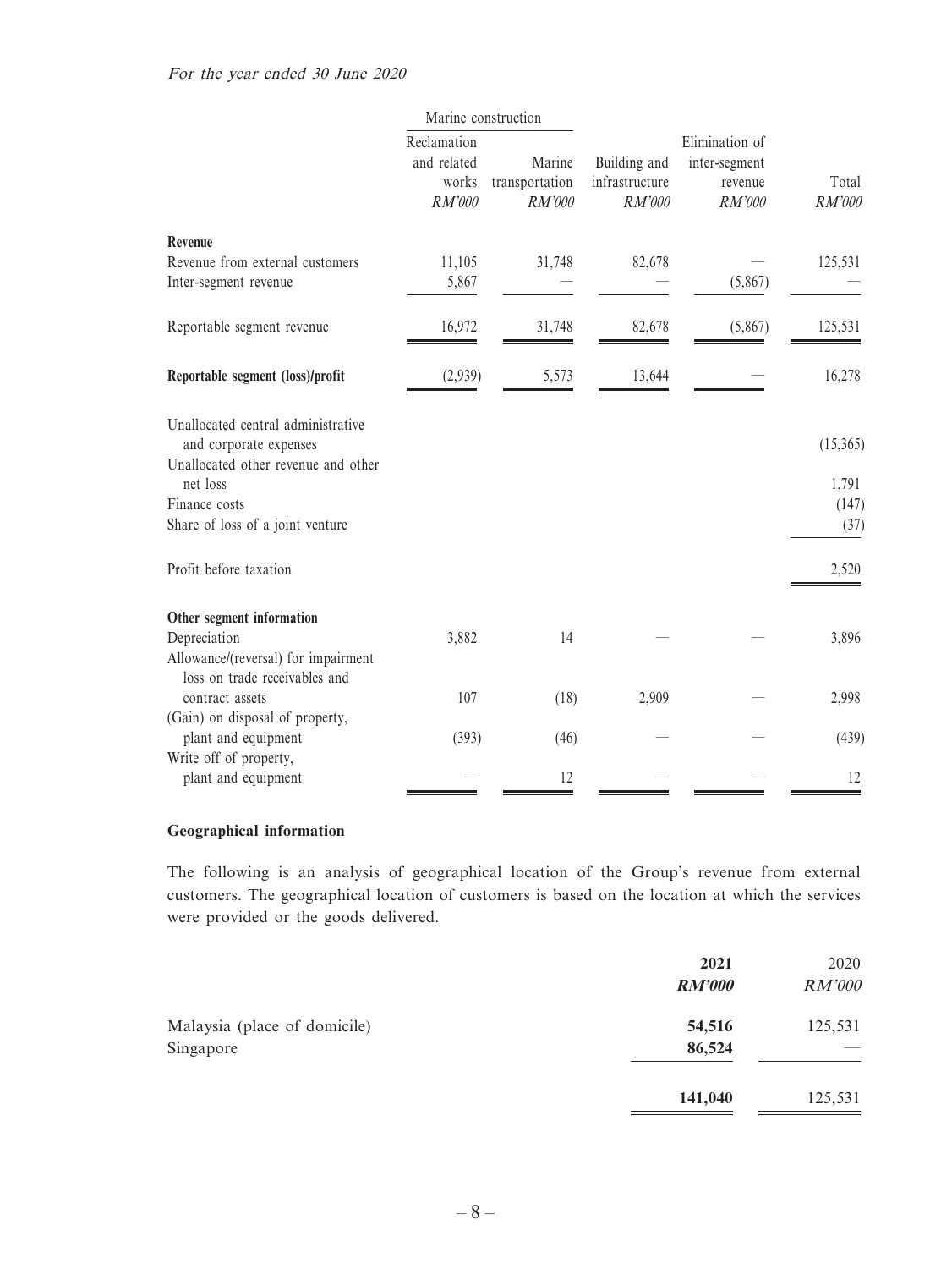*For the year ended 30 June 2020*

| | Marine construction | | | | |
|---|---|---|---|---|---|
| | Reclamation and related works *RM'000* | Marine transportation *RM'000* | Building and infrastructure *RM'000* | Elimination of inter-segment revenue *RM'000* | Total *RM'000* |
| **Revenue** | | | | | |
| Revenue from external customers | 11,105 | 31,748 | 82,678 | — | 125,531 |
| Inter-segment revenue | 5,867 | — | — | (5,867) | — |
| Reportable segment revenue | 16,972 | 31,748 | 82,678 | (5,867) | 125,531 |
| **Reportable segment (loss)/profit** | (2,939) | 5,573 | 13,644 | — | 16,278 |
| Unallocated central administrative and corporate expenses | | | | | (15,365) |
| Unallocated other revenue and other net loss | | | | | 1,791 |
| Finance costs | | | | | (147) |
| Share of loss of a joint venture | | | | | (37) |
| Profit before taxation | | | | | 2,520 |
| **Other segment information** | | | | | |
| Depreciation | 3,882 | 14 | — | — | 3,896 |
| Allowance/(reversal) for impairment loss on trade receivables and contract assets | 107 | (18) | 2,909 | — | 2,998 |
| (Gain) on disposal of property, plant and equipment | (393) | (46) | — | — | (439) |
| Write off of property, plant and equipment | — | 12 | — | — | 12 |

**Geographical information**

The following is an analysis of geographical location of the Group's revenue from external customers. The geographical location of customers is based on the location at which the services were provided or the goods delivered.

| | **2021** ***RM'000*** | 2020 *RM'000* |
|---|---|---|
| Malaysia (place of domicile) | **54,516** | 125,531 |
| Singapore | **86,524** | — |
| | **141,040** | 125,531 |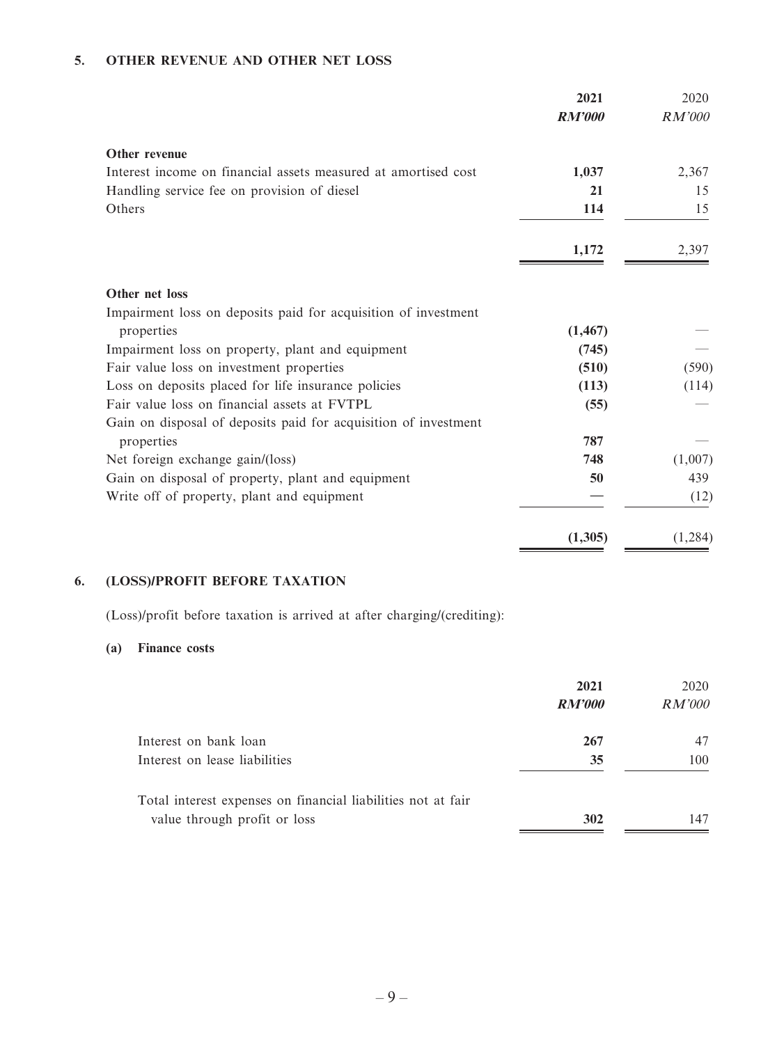## 5. OTHER REVENUE AND OTHER NET LOSS

| | 2021 | 2020 |
|---|---|---|
| | ***RM'000*** | *RM'000* |
| **Other revenue** | | |
| Interest income on financial assets measured at amortised cost | **1,037** | 2,367 |
| Handling service fee on provision of diesel | **21** | 15 |
| Others | **114** | 15 |
| | **1,172** | 2,397 |
| **Other net loss** | | |
| Impairment loss on deposits paid for acquisition of investment properties | **(1,467)** | — |
| Impairment loss on property, plant and equipment | **(745)** | — |
| Fair value loss on investment properties | **(510)** | (590) |
| Loss on deposits placed for life insurance policies | **(113)** | (114) |
| Fair value loss on financial assets at FVTPL | **(55)** | — |
| Gain on disposal of deposits paid for acquisition of investment properties | **787** | — |
| Net foreign exchange gain/(loss) | **748** | (1,007) |
| Gain on disposal of property, plant and equipment | **50** | 439 |
| Write off of property, plant and equipment | **—** | (12) |
| | **(1,305)** | (1,284) |

## 6. (LOSS)/PROFIT BEFORE TAXATION

(Loss)/profit before taxation is arrived at after charging/(crediting):

### (a) Finance costs

| | 2021 | 2020 |
|---|---|---|
| | ***RM'000*** | *RM'000* |
| Interest on bank loan | **267** | 47 |
| Interest on lease liabilities | **35** | 100 |
| Total interest expenses on financial liabilities not at fair value through profit or loss | **302** | 147 |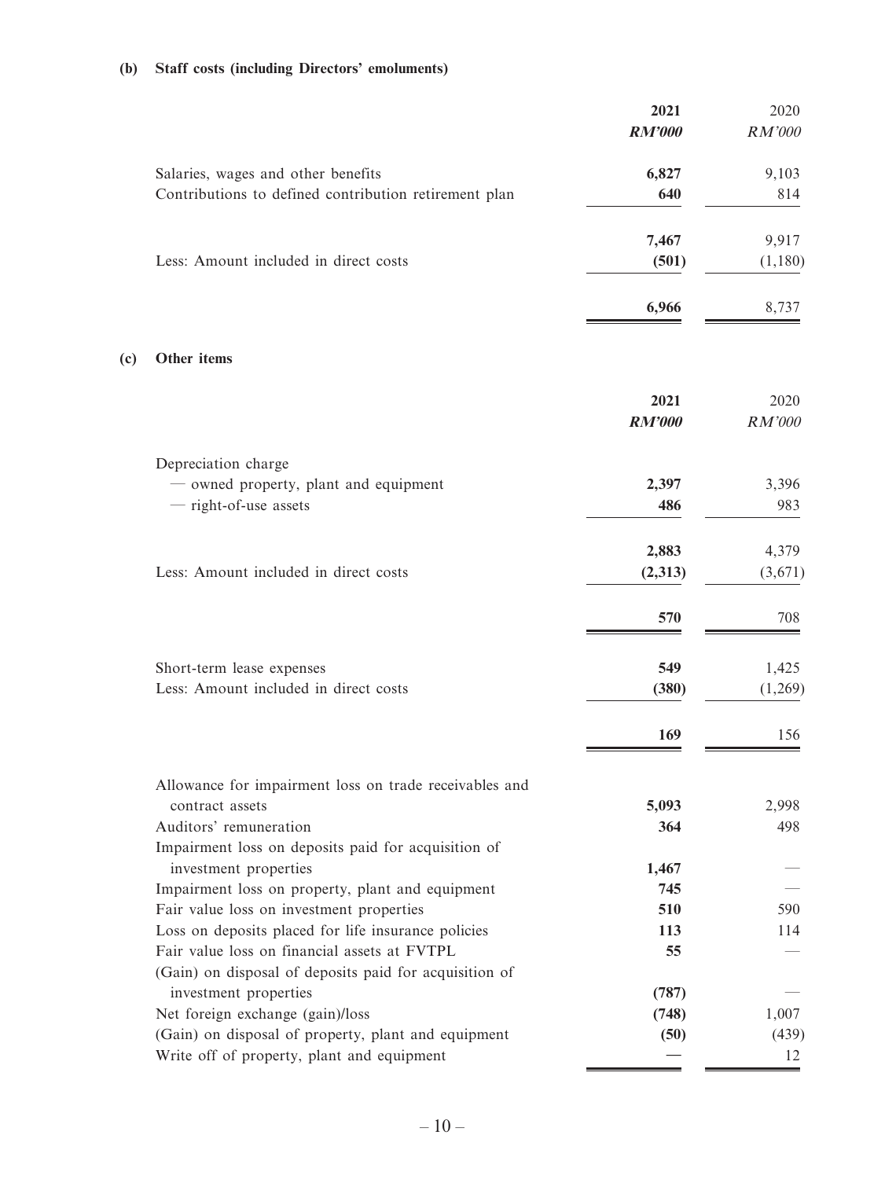**(b) Staff costs (including Directors' emoluments)**

| | 2021 | 2020 |
|---|---|---|
| | *RM'000* | *RM'000* |
| Salaries, wages and other benefits | **6,827** | 9,103 |
| Contributions to defined contribution retirement plan | **640** | 814 |
| | **7,467** | 9,917 |
| Less: Amount included in direct costs | **(501)** | (1,180) |
| | **6,966** | 8,737 |

**(c) Other items**

| | 2021 | 2020 |
|---|---|---|
| | *RM'000* | *RM'000* |
| Depreciation charge | | |
| — owned property, plant and equipment | **2,397** | 3,396 |
| — right-of-use assets | **486** | 983 |
| | **2,883** | 4,379 |
| Less: Amount included in direct costs | **(2,313)** | (3,671) |
| | **570** | 708 |
| Short-term lease expenses | **549** | 1,425 |
| Less: Amount included in direct costs | **(380)** | (1,269) |
| | **169** | 156 |
| Allowance for impairment loss on trade receivables and contract assets | **5,093** | 2,998 |
| Auditors' remuneration | **364** | 498 |
| Impairment loss on deposits paid for acquisition of investment properties | **1,467** | — |
| Impairment loss on property, plant and equipment | **745** | — |
| Fair value loss on investment properties | **510** | 590 |
| Loss on deposits placed for life insurance policies | **113** | 114 |
| Fair value loss on financial assets at FVTPL | **55** | — |
| (Gain) on disposal of deposits paid for acquisition of investment properties | **(787)** | — |
| Net foreign exchange (gain)/loss | **(748)** | 1,007 |
| (Gain) on disposal of property, plant and equipment | **(50)** | (439) |
| Write off of property, plant and equipment | **—** | 12 |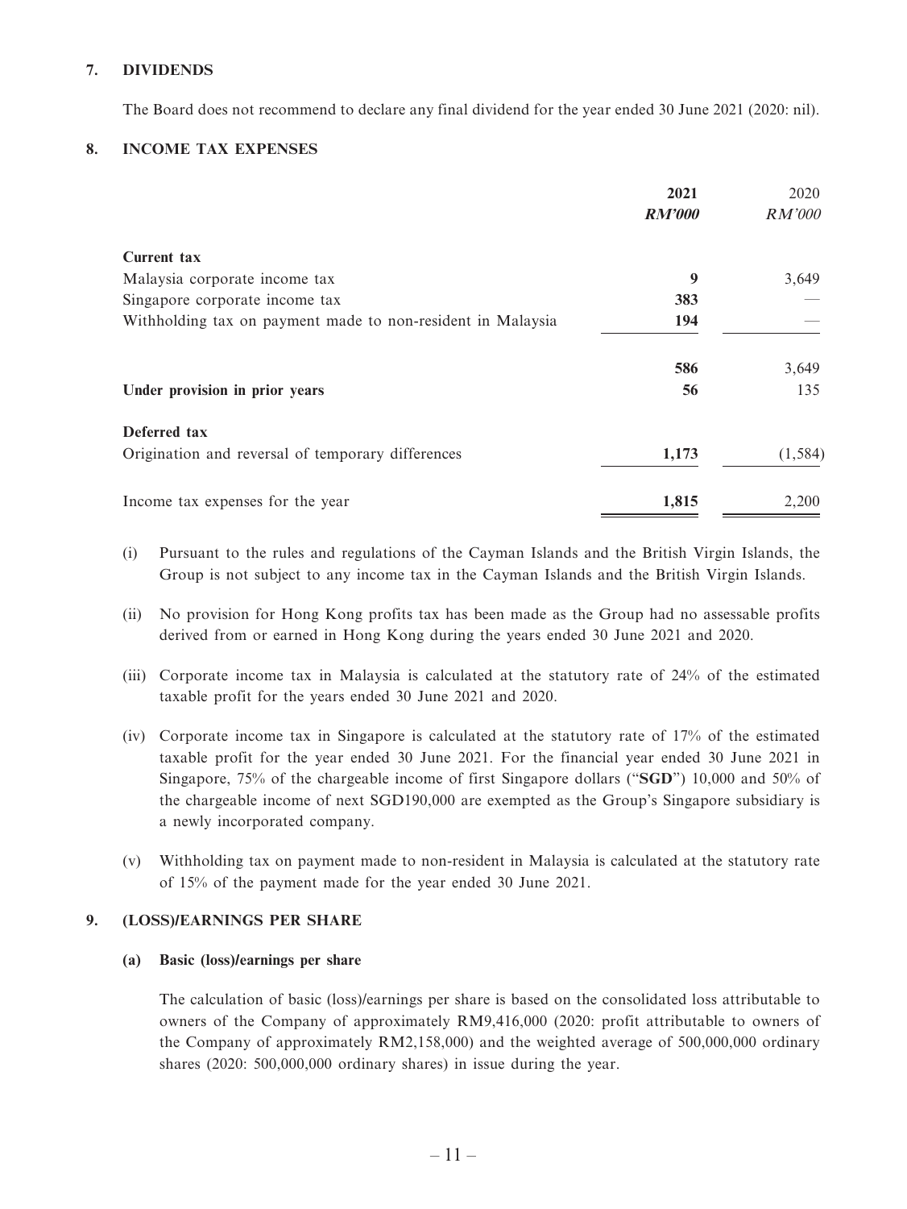## 7. DIVIDENDS

The Board does not recommend to declare any final dividend for the year ended 30 June 2021 (2020: nil).

## 8. INCOME TAX EXPENSES

| | **2021** | 2020 |
|---|---|---|
| | ***RM'000*** | *RM'000* |
| **Current tax** | | |
| Malaysia corporate income tax | **9** | 3,649 |
| Singapore corporate income tax | **383** | — |
| Withholding tax on payment made to non-resident in Malaysia | **194** | — |
| | **586** | 3,649 |
| **Under provision in prior years** | **56** | 135 |
| **Deferred tax** | | |
| Origination and reversal of temporary differences | **1,173** | (1,584) |
| Income tax expenses for the year | **1,815** | 2,200 |

(i) Pursuant to the rules and regulations of the Cayman Islands and the British Virgin Islands, the Group is not subject to any income tax in the Cayman Islands and the British Virgin Islands.

(ii) No provision for Hong Kong profits tax has been made as the Group had no assessable profits derived from or earned in Hong Kong during the years ended 30 June 2021 and 2020.

(iii) Corporate income tax in Malaysia is calculated at the statutory rate of 24% of the estimated taxable profit for the years ended 30 June 2021 and 2020.

(iv) Corporate income tax in Singapore is calculated at the statutory rate of 17% of the estimated taxable profit for the year ended 30 June 2021. For the financial year ended 30 June 2021 in Singapore, 75% of the chargeable income of first Singapore dollars ("**SGD**") 10,000 and 50% of the chargeable income of next SGD190,000 are exempted as the Group's Singapore subsidiary is a newly incorporated company.

(v) Withholding tax on payment made to non-resident in Malaysia is calculated at the statutory rate of 15% of the payment made for the year ended 30 June 2021.

## 9. (LOSS)/EARNINGS PER SHARE

### (a) Basic (loss)/earnings per share

The calculation of basic (loss)/earnings per share is based on the consolidated loss attributable to owners of the Company of approximately RM9,416,000 (2020: profit attributable to owners of the Company of approximately RM2,158,000) and the weighted average of 500,000,000 ordinary shares (2020: 500,000,000 ordinary shares) in issue during the year.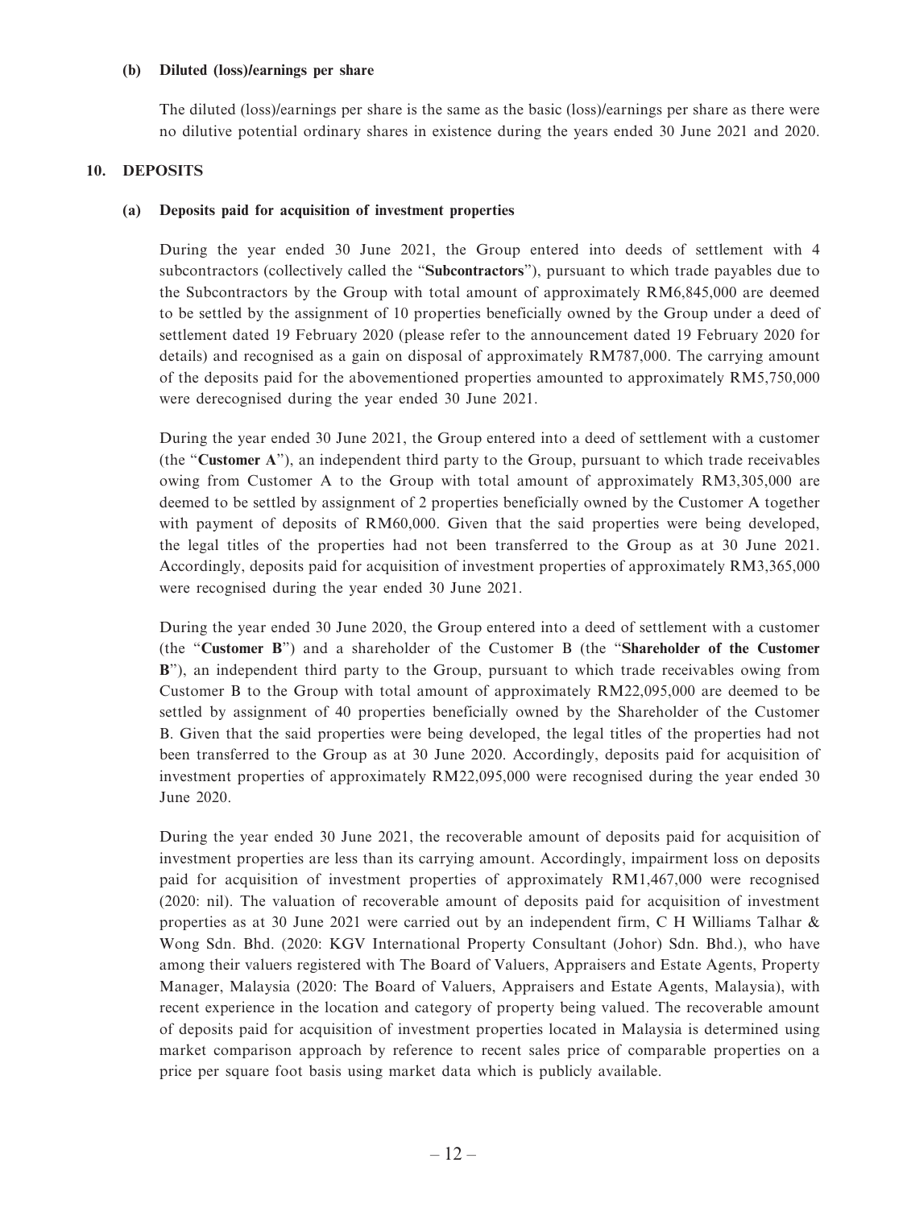**(b) Diluted (loss)/earnings per share**

The diluted (loss)/earnings per share is the same as the basic (loss)/earnings per share as there were no dilutive potential ordinary shares in existence during the years ended 30 June 2021 and 2020.

## 10. DEPOSITS

**(a) Deposits paid for acquisition of investment properties**

During the year ended 30 June 2021, the Group entered into deeds of settlement with 4 subcontractors (collectively called the "**Subcontractors**"), pursuant to which trade payables due to the Subcontractors by the Group with total amount of approximately RM6,845,000 are deemed to be settled by the assignment of 10 properties beneficially owned by the Group under a deed of settlement dated 19 February 2020 (please refer to the announcement dated 19 February 2020 for details) and recognised as a gain on disposal of approximately RM787,000. The carrying amount of the deposits paid for the abovementioned properties amounted to approximately RM5,750,000 were derecognised during the year ended 30 June 2021.

During the year ended 30 June 2021, the Group entered into a deed of settlement with a customer (the "**Customer A**"), an independent third party to the Group, pursuant to which trade receivables owing from Customer A to the Group with total amount of approximately RM3,305,000 are deemed to be settled by assignment of 2 properties beneficially owned by the Customer A together with payment of deposits of RM60,000. Given that the said properties were being developed, the legal titles of the properties had not been transferred to the Group as at 30 June 2021. Accordingly, deposits paid for acquisition of investment properties of approximately RM3,365,000 were recognised during the year ended 30 June 2021.

During the year ended 30 June 2020, the Group entered into a deed of settlement with a customer (the "**Customer B**") and a shareholder of the Customer B (the "**Shareholder of the Customer B**"), an independent third party to the Group, pursuant to which trade receivables owing from Customer B to the Group with total amount of approximately RM22,095,000 are deemed to be settled by assignment of 40 properties beneficially owned by the Shareholder of the Customer B. Given that the said properties were being developed, the legal titles of the properties had not been transferred to the Group as at 30 June 2020. Accordingly, deposits paid for acquisition of investment properties of approximately RM22,095,000 were recognised during the year ended 30 June 2020.

During the year ended 30 June 2021, the recoverable amount of deposits paid for acquisition of investment properties are less than its carrying amount. Accordingly, impairment loss on deposits paid for acquisition of investment properties of approximately RM1,467,000 were recognised (2020: nil). The valuation of recoverable amount of deposits paid for acquisition of investment properties as at 30 June 2021 were carried out by an independent firm, C H Williams Talhar & Wong Sdn. Bhd. (2020: KGV International Property Consultant (Johor) Sdn. Bhd.), who have among their valuers registered with The Board of Valuers, Appraisers and Estate Agents, Property Manager, Malaysia (2020: The Board of Valuers, Appraisers and Estate Agents, Malaysia), with recent experience in the location and category of property being valued. The recoverable amount of deposits paid for acquisition of investment properties located in Malaysia is determined using market comparison approach by reference to recent sales price of comparable properties on a price per square foot basis using market data which is publicly available.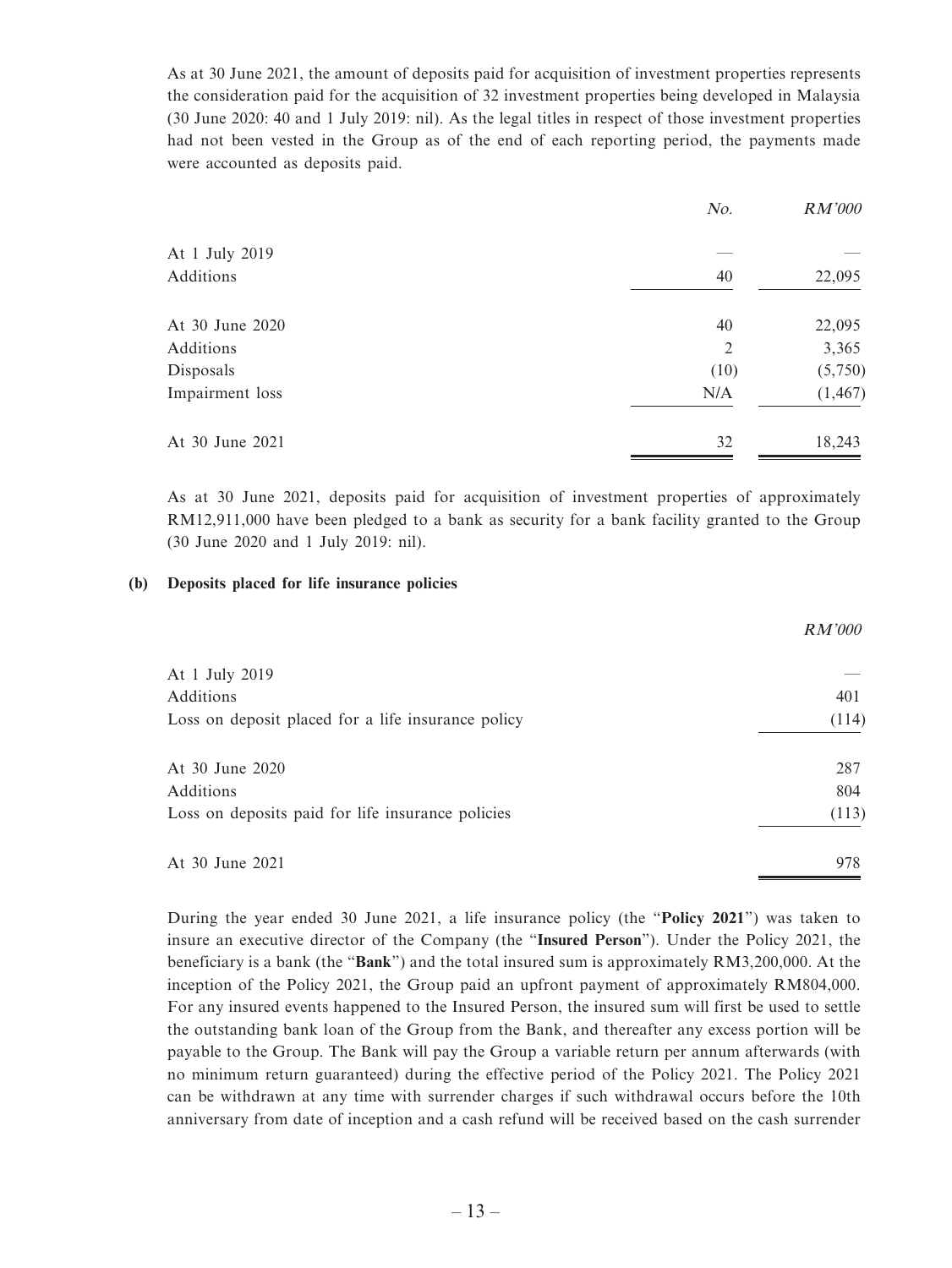As at 30 June 2021, the amount of deposits paid for acquisition of investment properties represents the consideration paid for the acquisition of 32 investment properties being developed in Malaysia (30 June 2020: 40 and 1 July 2019: nil). As the legal titles in respect of those investment properties had not been vested in the Group as of the end of each reporting period, the payments made were accounted as deposits paid.

| | *No.* | *RM'000* |
|---|---|---|
| At 1 July 2019 | — | — |
| Additions | 40 | 22,095 |
| At 30 June 2020 | 40 | 22,095 |
| Additions | 2 | 3,365 |
| Disposals | (10) | (5,750) |
| Impairment loss | N/A | (1,467) |
| At 30 June 2021 | 32 | 18,243 |

As at 30 June 2021, deposits paid for acquisition of investment properties of approximately RM12,911,000 have been pledged to a bank as security for a bank facility granted to the Group (30 June 2020 and 1 July 2019: nil).

**(b) Deposits placed for life insurance policies**

| | *RM'000* |
|---|---|
| At 1 July 2019 | — |
| Additions | 401 |
| Loss on deposit placed for a life insurance policy | (114) |
| At 30 June 2020 | 287 |
| Additions | 804 |
| Loss on deposits paid for life insurance policies | (113) |
| At 30 June 2021 | 978 |

During the year ended 30 June 2021, a life insurance policy (the "**Policy 2021**") was taken to insure an executive director of the Company (the "**Insured Person**"). Under the Policy 2021, the beneficiary is a bank (the "**Bank**") and the total insured sum is approximately RM3,200,000. At the inception of the Policy 2021, the Group paid an upfront payment of approximately RM804,000. For any insured events happened to the Insured Person, the insured sum will first be used to settle the outstanding bank loan of the Group from the Bank, and thereafter any excess portion will be payable to the Group. The Bank will pay the Group a variable return per annum afterwards (with no minimum return guaranteed) during the effective period of the Policy 2021. The Policy 2021 can be withdrawn at any time with surrender charges if such withdrawal occurs before the 10th anniversary from date of inception and a cash refund will be received based on the cash surrender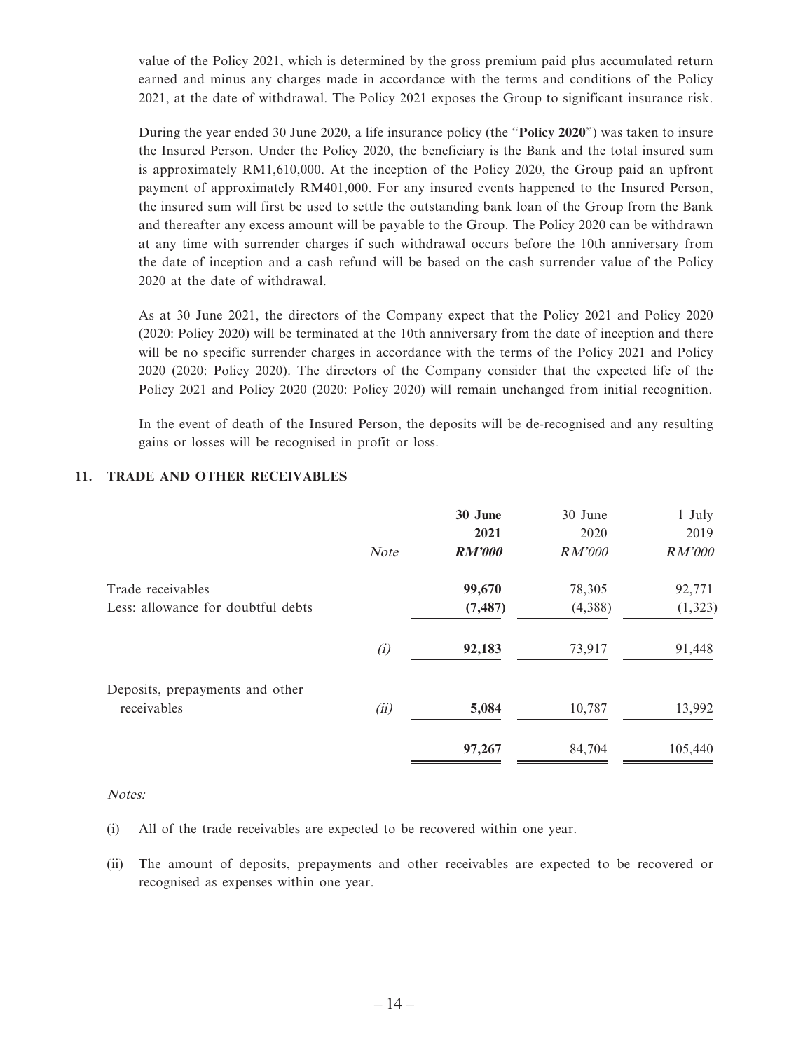value of the Policy 2021, which is determined by the gross premium paid plus accumulated return earned and minus any charges made in accordance with the terms and conditions of the Policy 2021, at the date of withdrawal. The Policy 2021 exposes the Group to significant insurance risk.

During the year ended 30 June 2020, a life insurance policy (the "**Policy 2020**") was taken to insure the Insured Person. Under the Policy 2020, the beneficiary is the Bank and the total insured sum is approximately RM1,610,000. At the inception of the Policy 2020, the Group paid an upfront payment of approximately RM401,000. For any insured events happened to the Insured Person, the insured sum will first be used to settle the outstanding bank loan of the Group from the Bank and thereafter any excess amount will be payable to the Group. The Policy 2020 can be withdrawn at any time with surrender charges if such withdrawal occurs before the 10th anniversary from the date of inception and a cash refund will be based on the cash surrender value of the Policy 2020 at the date of withdrawal.

As at 30 June 2021, the directors of the Company expect that the Policy 2021 and Policy 2020 (2020: Policy 2020) will be terminated at the 10th anniversary from the date of inception and there will be no specific surrender charges in accordance with the terms of the Policy 2021 and Policy 2020 (2020: Policy 2020). The directors of the Company consider that the expected life of the Policy 2021 and Policy 2020 (2020: Policy 2020) will remain unchanged from initial recognition.

In the event of death of the Insured Person, the deposits will be de-recognised and any resulting gains or losses will be recognised in profit or loss.

## 11. TRADE AND OTHER RECEIVABLES

| | *Note* | **30 June 2021** *RM'000* | 30 June 2020 *RM'000* | 1 July 2019 *RM'000* |
|---|---|---|---|---|
| Trade receivables | | **99,670** | 78,305 | 92,771 |
| Less: allowance for doubtful debts | | **(7,487)** | (4,388) | (1,323) |
| | *(i)* | **92,183** | 73,917 | 91,448 |
| Deposits, prepayments and other receivables | *(ii)* | **5,084** | 10,787 | 13,992 |
| | | **97,267** | 84,704 | 105,440 |

*Notes:*

(i) All of the trade receivables are expected to be recovered within one year.

(ii) The amount of deposits, prepayments and other receivables are expected to be recovered or recognised as expenses within one year.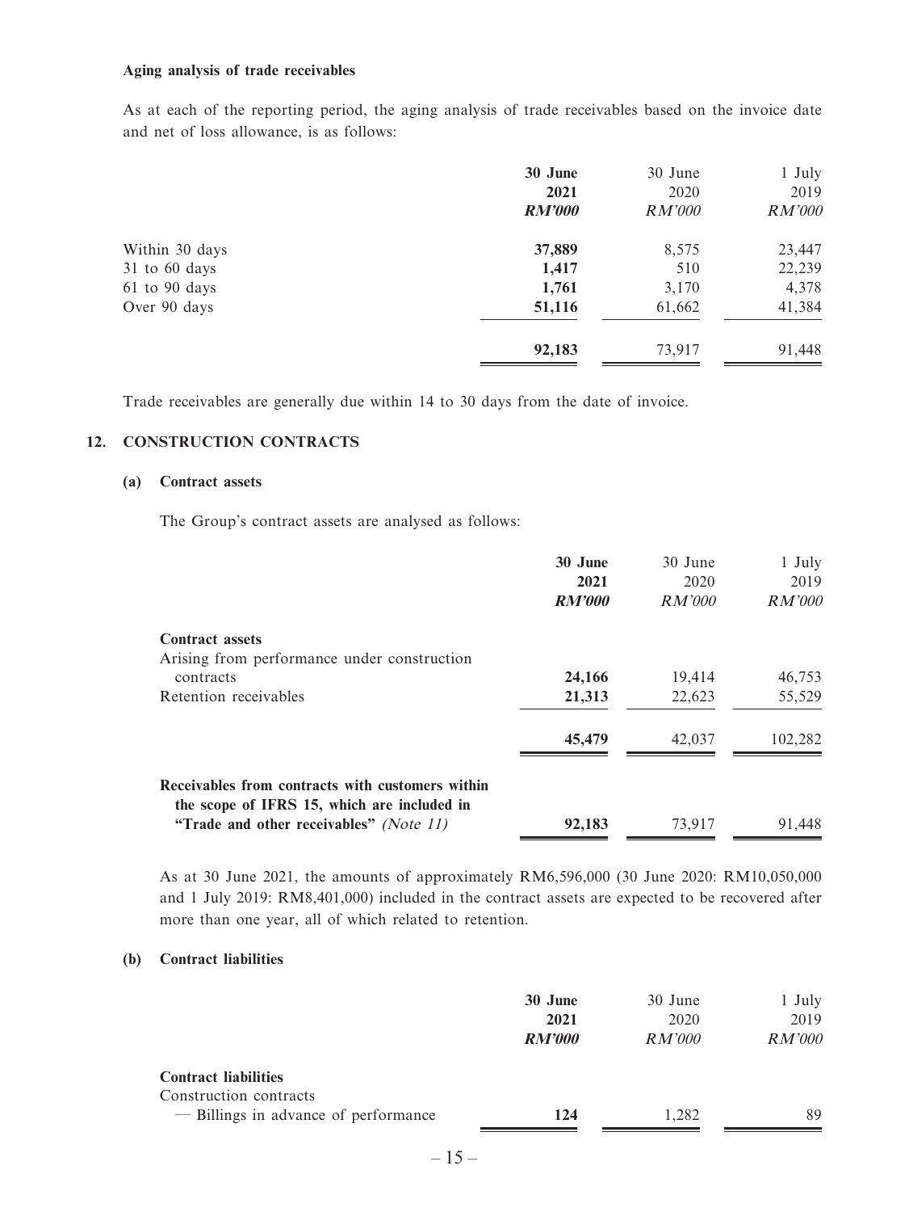**Aging analysis of trade receivables**

As at each of the reporting period, the aging analysis of trade receivables based on the invoice date and net of loss allowance, is as follows:

| | **30 June 2021** ***RM'000*** | 30 June 2020 *RM'000* | 1 July 2019 *RM'000* |
|---|---|---|---|
| Within 30 days | **37,889** | 8,575 | 23,447 |
| 31 to 60 days | **1,417** | 510 | 22,239 |
| 61 to 90 days | **1,761** | 3,170 | 4,378 |
| Over 90 days | **51,116** | 61,662 | 41,384 |
| | **92,183** | 73,917 | 91,448 |

Trade receivables are generally due within 14 to 30 days from the date of invoice.

## 12. CONSTRUCTION CONTRACTS

### (a) Contract assets

The Group's contract assets are analysed as follows:

| | **30 June 2021** ***RM'000*** | 30 June 2020 *RM'000* | 1 July 2019 *RM'000* |
|---|---|---|---|
| **Contract assets** | | | |
| Arising from performance under construction contracts | **24,166** | 19,414 | 46,753 |
| Retention receivables | **21,313** | 22,623 | 55,529 |
| | **45,479** | 42,037 | 102,282 |
| **Receivables from contracts with customers within the scope of IFRS 15, which are included in "Trade and other receivables"** *(Note 11)* | **92,183** | 73,917 | 91,448 |

As at 30 June 2021, the amounts of approximately RM6,596,000 (30 June 2020: RM10,050,000 and 1 July 2019: RM8,401,000) included in the contract assets are expected to be recovered after more than one year, all of which related to retention.

### (b) Contract liabilities

| | **30 June 2021** ***RM'000*** | 30 June 2020 *RM'000* | 1 July 2019 *RM'000* |
|---|---|---|---|
| **Contract liabilities** | | | |
| Construction contracts | | | |
| — Billings in advance of performance | **124** | 1,282 | 89 |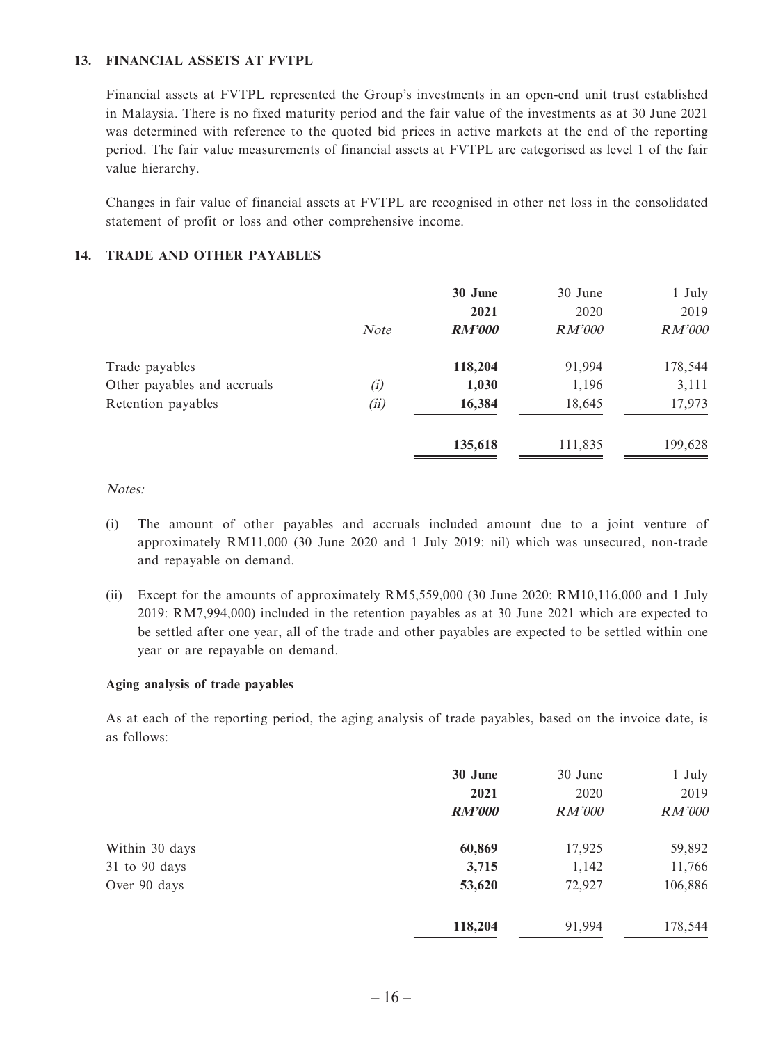## 13. FINANCIAL ASSETS AT FVTPL

Financial assets at FVTPL represented the Group's investments in an open-end unit trust established in Malaysia. There is no fixed maturity period and the fair value of the investments as at 30 June 2021 was determined with reference to the quoted bid prices in active markets at the end of the reporting period. The fair value measurements of financial assets at FVTPL are categorised as level 1 of the fair value hierarchy.

Changes in fair value of financial assets at FVTPL are recognised in other net loss in the consolidated statement of profit or loss and other comprehensive income.

## 14. TRADE AND OTHER PAYABLES

| | *Note* | **30 June 2021** | 30 June 2020 | 1 July 2019 |
|---|---|---|---|---|
| | | ***RM'000*** | *RM'000* | *RM'000* |
| Trade payables | | **118,204** | 91,994 | 178,544 |
| Other payables and accruals | *(i)* | **1,030** | 1,196 | 3,111 |
| Retention payables | *(ii)* | **16,384** | 18,645 | 17,973 |
| | | **135,618** | 111,835 | 199,628 |

*Notes:*

(i) The amount of other payables and accruals included amount due to a joint venture of approximately RM11,000 (30 June 2020 and 1 July 2019: nil) which was unsecured, non-trade and repayable on demand.

(ii) Except for the amounts of approximately RM5,559,000 (30 June 2020: RM10,116,000 and 1 July 2019: RM7,994,000) included in the retention payables as at 30 June 2021 which are expected to be settled after one year, all of the trade and other payables are expected to be settled within one year or are repayable on demand.

**Aging analysis of trade payables**

As at each of the reporting period, the aging analysis of trade payables, based on the invoice date, is as follows:

| | **30 June 2021** | 30 June 2020 | 1 July 2019 |
|---|---|---|---|
| | ***RM'000*** | *RM'000* | *RM'000* |
| Within 30 days | **60,869** | 17,925 | 59,892 |
| 31 to 90 days | **3,715** | 1,142 | 11,766 |
| Over 90 days | **53,620** | 72,927 | 106,886 |
| | **118,204** | 91,994 | 178,544 |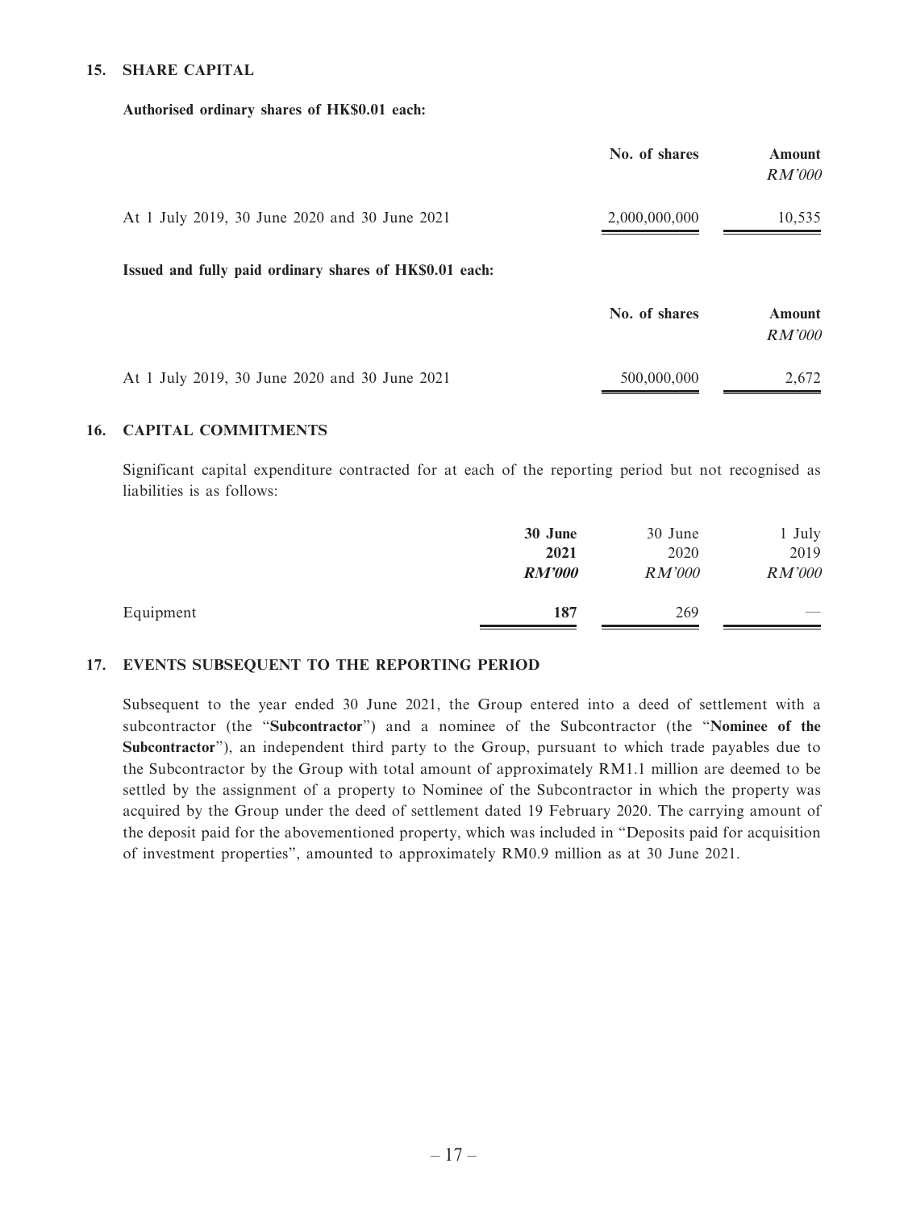## 15. SHARE CAPITAL

**Authorised ordinary shares of HK$0.01 each:**

| | No. of shares | Amount *RM'000* |
|---|---|---|
| At 1 July 2019, 30 June 2020 and 30 June 2021 | 2,000,000,000 | 10,535 |

**Issued and fully paid ordinary shares of HK$0.01 each:**

| | No. of shares | Amount *RM'000* |
|---|---|---|
| At 1 July 2019, 30 June 2020 and 30 June 2021 | 500,000,000 | 2,672 |

## 16. CAPITAL COMMITMENTS

Significant capital expenditure contracted for at each of the reporting period but not recognised as liabilities is as follows:

| | **30 June 2021** ***RM'000*** | 30 June 2020 *RM'000* | 1 July 2019 *RM'000* |
|---|---|---|---|
| Equipment | **187** | 269 | — |

## 17. EVENTS SUBSEQUENT TO THE REPORTING PERIOD

Subsequent to the year ended 30 June 2021, the Group entered into a deed of settlement with a subcontractor (the "**Subcontractor**") and a nominee of the Subcontractor (the "**Nominee of the Subcontractor**"), an independent third party to the Group, pursuant to which trade payables due to the Subcontractor by the Group with total amount of approximately RM1.1 million are deemed to be settled by the assignment of a property to Nominee of the Subcontractor in which the property was acquired by the Group under the deed of settlement dated 19 February 2020. The carrying amount of the deposit paid for the abovementioned property, which was included in "Deposits paid for acquisition of investment properties", amounted to approximately RM0.9 million as at 30 June 2021.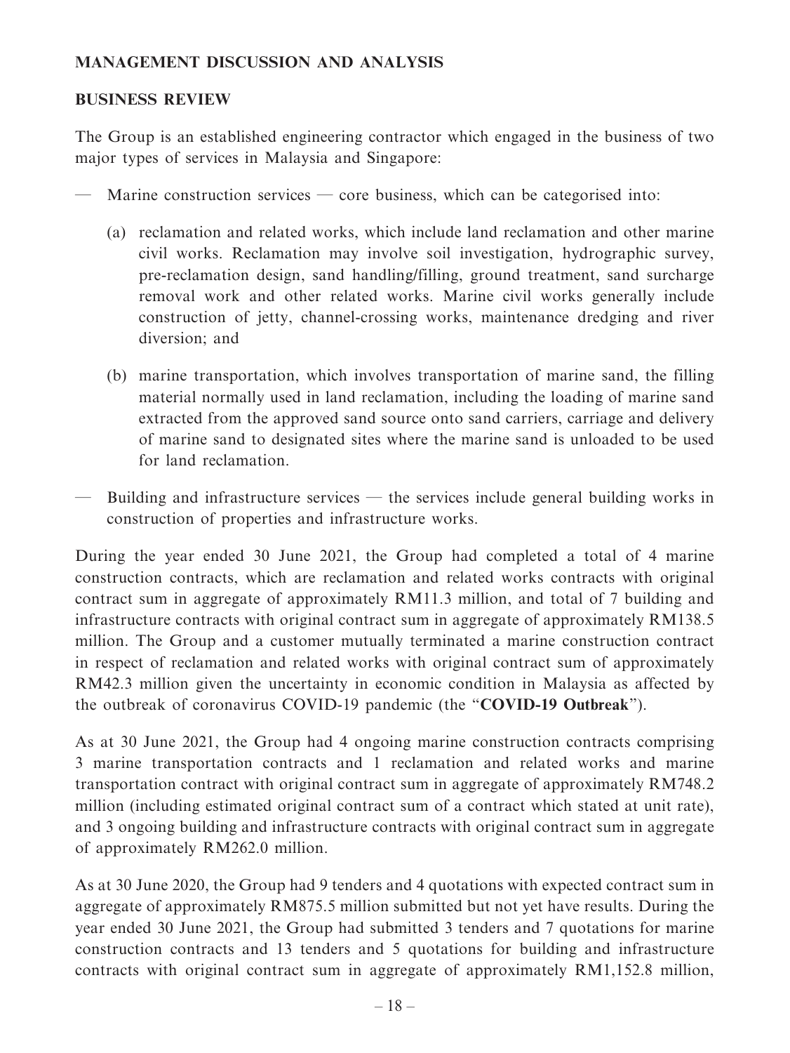## MANAGEMENT DISCUSSION AND ANALYSIS

### BUSINESS REVIEW

The Group is an established engineering contractor which engaged in the business of two major types of services in Malaysia and Singapore:

— Marine construction services — core business, which can be categorised into:

(a) reclamation and related works, which include land reclamation and other marine civil works. Reclamation may involve soil investigation, hydrographic survey, pre-reclamation design, sand handling/filling, ground treatment, sand surcharge removal work and other related works. Marine civil works generally include construction of jetty, channel-crossing works, maintenance dredging and river diversion; and

(b) marine transportation, which involves transportation of marine sand, the filling material normally used in land reclamation, including the loading of marine sand extracted from the approved sand source onto sand carriers, carriage and delivery of marine sand to designated sites where the marine sand is unloaded to be used for land reclamation.

— Building and infrastructure services — the services include general building works in construction of properties and infrastructure works.

During the year ended 30 June 2021, the Group had completed a total of 4 marine construction contracts, which are reclamation and related works contracts with original contract sum in aggregate of approximately RM11.3 million, and total of 7 building and infrastructure contracts with original contract sum in aggregate of approximately RM138.5 million. The Group and a customer mutually terminated a marine construction contract in respect of reclamation and related works with original contract sum of approximately RM42.3 million given the uncertainty in economic condition in Malaysia as affected by the outbreak of coronavirus COVID-19 pandemic (the "**COVID-19 Outbreak**").

As at 30 June 2021, the Group had 4 ongoing marine construction contracts comprising 3 marine transportation contracts and 1 reclamation and related works and marine transportation contract with original contract sum in aggregate of approximately RM748.2 million (including estimated original contract sum of a contract which stated at unit rate), and 3 ongoing building and infrastructure contracts with original contract sum in aggregate of approximately RM262.0 million.

As at 30 June 2020, the Group had 9 tenders and 4 quotations with expected contract sum in aggregate of approximately RM875.5 million submitted but not yet have results. During the year ended 30 June 2021, the Group had submitted 3 tenders and 7 quotations for marine construction contracts and 13 tenders and 5 quotations for building and infrastructure contracts with original contract sum in aggregate of approximately RM1,152.8 million,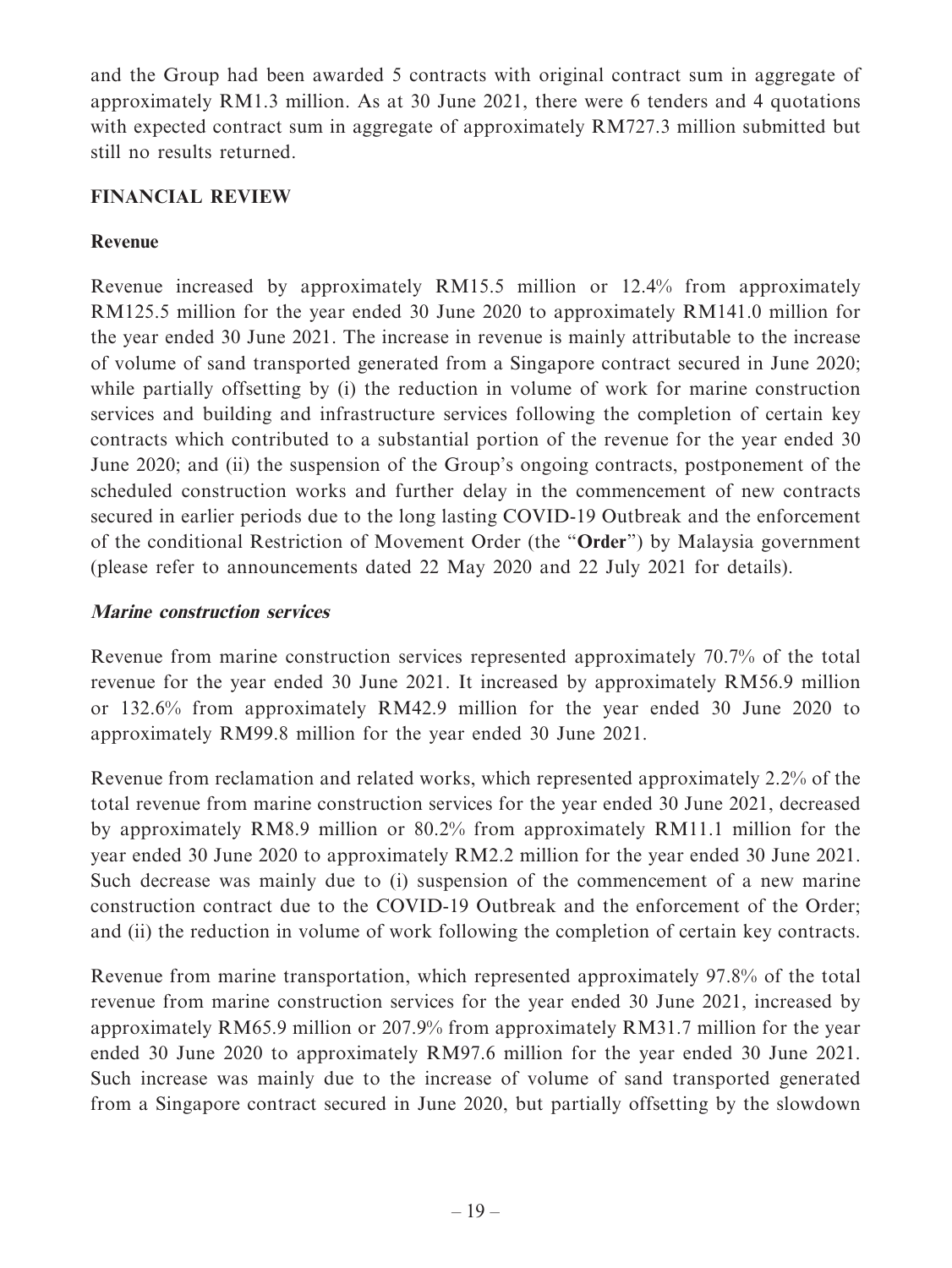and the Group had been awarded 5 contracts with original contract sum in aggregate of approximately RM1.3 million. As at 30 June 2021, there were 6 tenders and 4 quotations with expected contract sum in aggregate of approximately RM727.3 million submitted but still no results returned.

## FINANCIAL REVIEW

### Revenue

Revenue increased by approximately RM15.5 million or 12.4% from approximately RM125.5 million for the year ended 30 June 2020 to approximately RM141.0 million for the year ended 30 June 2021. The increase in revenue is mainly attributable to the increase of volume of sand transported generated from a Singapore contract secured in June 2020; while partially offsetting by (i) the reduction in volume of work for marine construction services and building and infrastructure services following the completion of certain key contracts which contributed to a substantial portion of the revenue for the year ended 30 June 2020; and (ii) the suspension of the Group's ongoing contracts, postponement of the scheduled construction works and further delay in the commencement of new contracts secured in earlier periods due to the long lasting COVID-19 Outbreak and the enforcement of the conditional Restriction of Movement Order (the "**Order**") by Malaysia government (please refer to announcements dated 22 May 2020 and 22 July 2021 for details).

#### *Marine construction services*

Revenue from marine construction services represented approximately 70.7% of the total revenue for the year ended 30 June 2021. It increased by approximately RM56.9 million or 132.6% from approximately RM42.9 million for the year ended 30 June 2020 to approximately RM99.8 million for the year ended 30 June 2021.

Revenue from reclamation and related works, which represented approximately 2.2% of the total revenue from marine construction services for the year ended 30 June 2021, decreased by approximately RM8.9 million or 80.2% from approximately RM11.1 million for the year ended 30 June 2020 to approximately RM2.2 million for the year ended 30 June 2021. Such decrease was mainly due to (i) suspension of the commencement of a new marine construction contract due to the COVID-19 Outbreak and the enforcement of the Order; and (ii) the reduction in volume of work following the completion of certain key contracts.

Revenue from marine transportation, which represented approximately 97.8% of the total revenue from marine construction services for the year ended 30 June 2021, increased by approximately RM65.9 million or 207.9% from approximately RM31.7 million for the year ended 30 June 2020 to approximately RM97.6 million for the year ended 30 June 2021. Such increase was mainly due to the increase of volume of sand transported generated from a Singapore contract secured in June 2020, but partially offsetting by the slowdown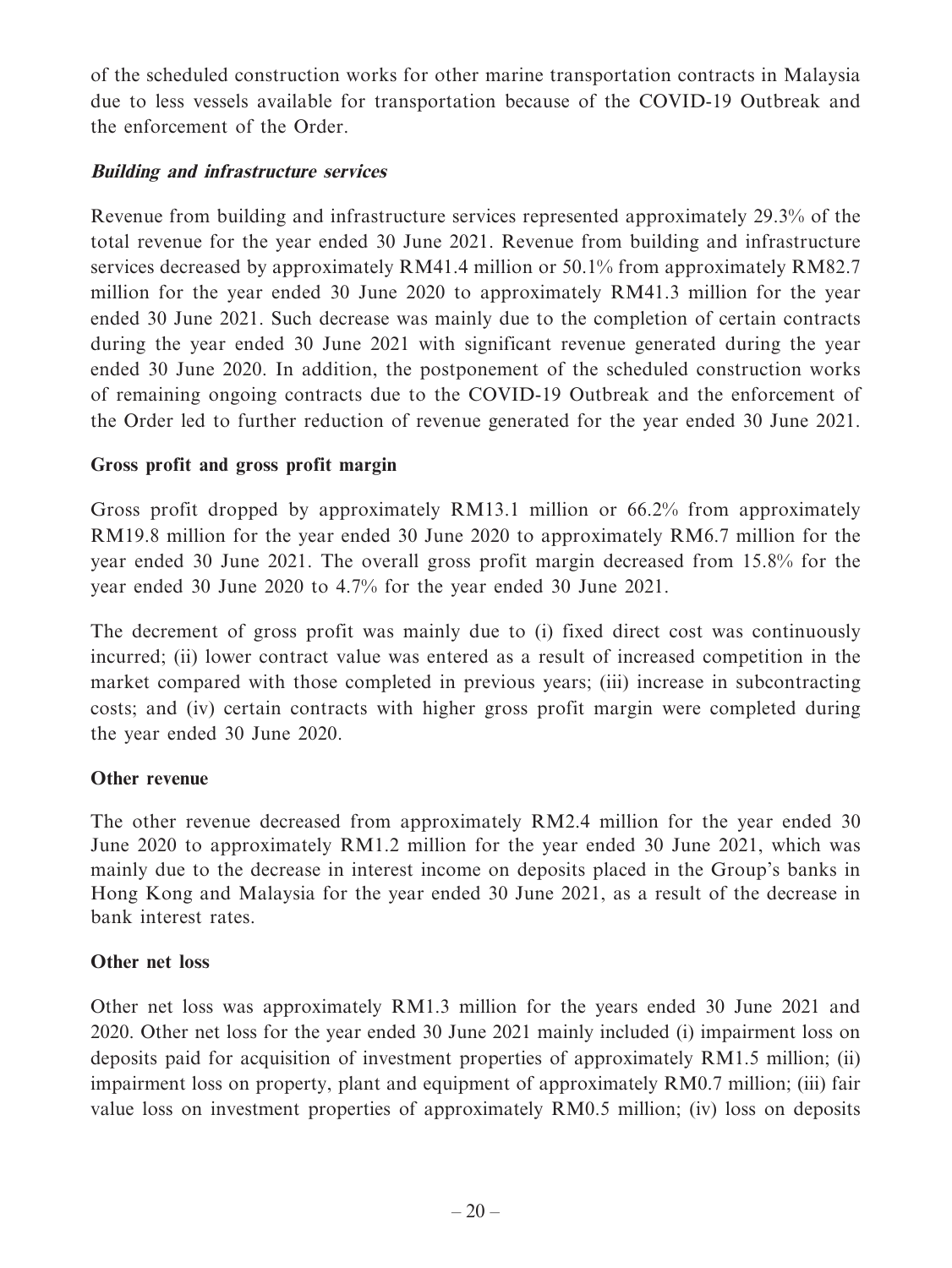of the scheduled construction works for other marine transportation contracts in Malaysia due to less vessels available for transportation because of the COVID-19 Outbreak and the enforcement of the Order.

***Building and infrastructure services***

Revenue from building and infrastructure services represented approximately 29.3% of the total revenue for the year ended 30 June 2021. Revenue from building and infrastructure services decreased by approximately RM41.4 million or 50.1% from approximately RM82.7 million for the year ended 30 June 2020 to approximately RM41.3 million for the year ended 30 June 2021. Such decrease was mainly due to the completion of certain contracts during the year ended 30 June 2021 with significant revenue generated during the year ended 30 June 2020. In addition, the postponement of the scheduled construction works of remaining ongoing contracts due to the COVID-19 Outbreak and the enforcement of the Order led to further reduction of revenue generated for the year ended 30 June 2021.

**Gross profit and gross profit margin**

Gross profit dropped by approximately RM13.1 million or 66.2% from approximately RM19.8 million for the year ended 30 June 2020 to approximately RM6.7 million for the year ended 30 June 2021. The overall gross profit margin decreased from 15.8% for the year ended 30 June 2020 to 4.7% for the year ended 30 June 2021.

The decrement of gross profit was mainly due to (i) fixed direct cost was continuously incurred; (ii) lower contract value was entered as a result of increased competition in the market compared with those completed in previous years; (iii) increase in subcontracting costs; and (iv) certain contracts with higher gross profit margin were completed during the year ended 30 June 2020.

**Other revenue**

The other revenue decreased from approximately RM2.4 million for the year ended 30 June 2020 to approximately RM1.2 million for the year ended 30 June 2021, which was mainly due to the decrease in interest income on deposits placed in the Group's banks in Hong Kong and Malaysia for the year ended 30 June 2021, as a result of the decrease in bank interest rates.

**Other net loss**

Other net loss was approximately RM1.3 million for the years ended 30 June 2021 and 2020. Other net loss for the year ended 30 June 2021 mainly included (i) impairment loss on deposits paid for acquisition of investment properties of approximately RM1.5 million; (ii) impairment loss on property, plant and equipment of approximately RM0.7 million; (iii) fair value loss on investment properties of approximately RM0.5 million; (iv) loss on deposits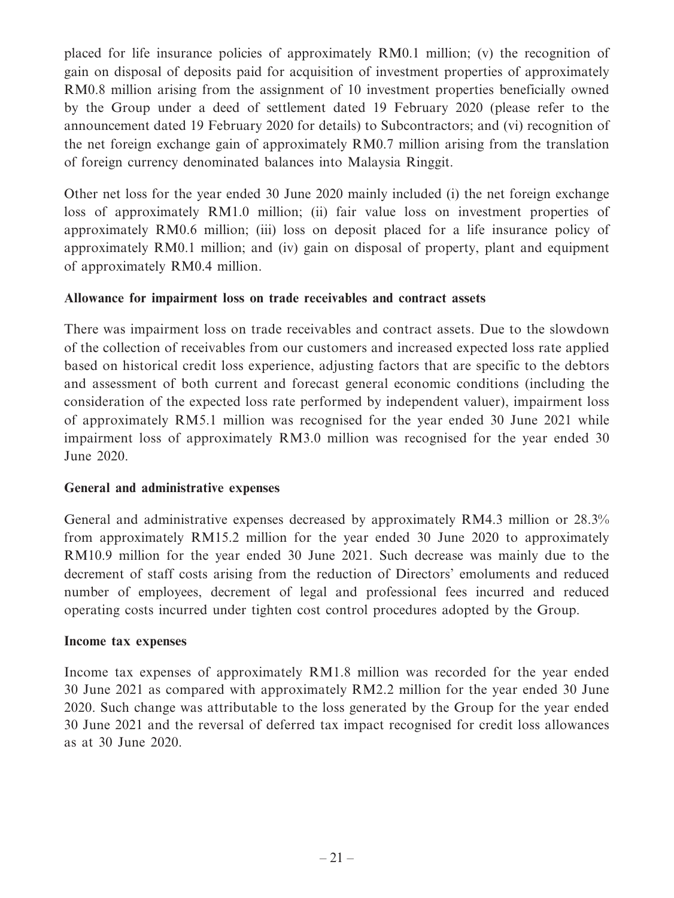placed for life insurance policies of approximately RM0.1 million; (v) the recognition of gain on disposal of deposits paid for acquisition of investment properties of approximately RM0.8 million arising from the assignment of 10 investment properties beneficially owned by the Group under a deed of settlement dated 19 February 2020 (please refer to the announcement dated 19 February 2020 for details) to Subcontractors; and (vi) recognition of the net foreign exchange gain of approximately RM0.7 million arising from the translation of foreign currency denominated balances into Malaysia Ringgit.

Other net loss for the year ended 30 June 2020 mainly included (i) the net foreign exchange loss of approximately RM1.0 million; (ii) fair value loss on investment properties of approximately RM0.6 million; (iii) loss on deposit placed for a life insurance policy of approximately RM0.1 million; and (iv) gain on disposal of property, plant and equipment of approximately RM0.4 million.

**Allowance for impairment loss on trade receivables and contract assets**

There was impairment loss on trade receivables and contract assets. Due to the slowdown of the collection of receivables from our customers and increased expected loss rate applied based on historical credit loss experience, adjusting factors that are specific to the debtors and assessment of both current and forecast general economic conditions (including the consideration of the expected loss rate performed by independent valuer), impairment loss of approximately RM5.1 million was recognised for the year ended 30 June 2021 while impairment loss of approximately RM3.0 million was recognised for the year ended 30 June 2020.

**General and administrative expenses**

General and administrative expenses decreased by approximately RM4.3 million or 28.3% from approximately RM15.2 million for the year ended 30 June 2020 to approximately RM10.9 million for the year ended 30 June 2021. Such decrease was mainly due to the decrement of staff costs arising from the reduction of Directors' emoluments and reduced number of employees, decrement of legal and professional fees incurred and reduced operating costs incurred under tighten cost control procedures adopted by the Group.

**Income tax expenses**

Income tax expenses of approximately RM1.8 million was recorded for the year ended 30 June 2021 as compared with approximately RM2.2 million for the year ended 30 June 2020. Such change was attributable to the loss generated by the Group for the year ended 30 June 2021 and the reversal of deferred tax impact recognised for credit loss allowances as at 30 June 2020.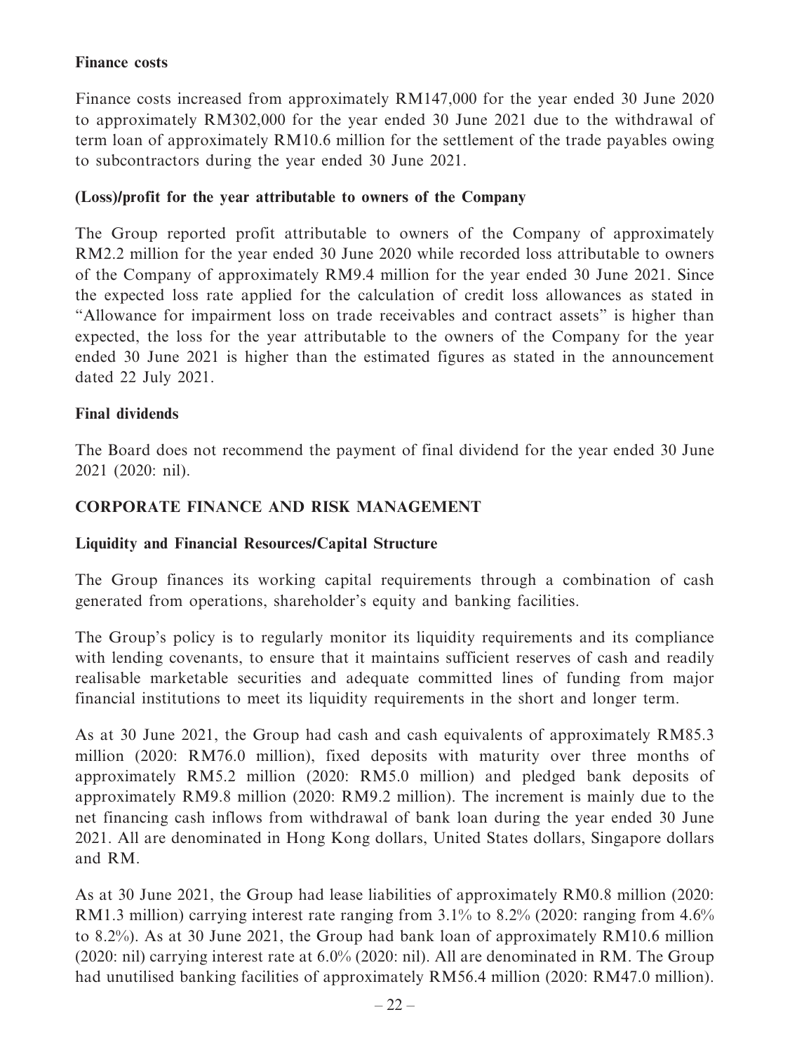**Finance costs**

Finance costs increased from approximately RM147,000 for the year ended 30 June 2020 to approximately RM302,000 for the year ended 30 June 2021 due to the withdrawal of term loan of approximately RM10.6 million for the settlement of the trade payables owing to subcontractors during the year ended 30 June 2021.

**(Loss)/profit for the year attributable to owners of the Company**

The Group reported profit attributable to owners of the Company of approximately RM2.2 million for the year ended 30 June 2020 while recorded loss attributable to owners of the Company of approximately RM9.4 million for the year ended 30 June 2021. Since the expected loss rate applied for the calculation of credit loss allowances as stated in "Allowance for impairment loss on trade receivables and contract assets" is higher than expected, the loss for the year attributable to the owners of the Company for the year ended 30 June 2021 is higher than the estimated figures as stated in the announcement dated 22 July 2021.

**Final dividends**

The Board does not recommend the payment of final dividend for the year ended 30 June 2021 (2020: nil).

## CORPORATE FINANCE AND RISK MANAGEMENT

**Liquidity and Financial Resources/Capital Structure**

The Group finances its working capital requirements through a combination of cash generated from operations, shareholder's equity and banking facilities.

The Group's policy is to regularly monitor its liquidity requirements and its compliance with lending covenants, to ensure that it maintains sufficient reserves of cash and readily realisable marketable securities and adequate committed lines of funding from major financial institutions to meet its liquidity requirements in the short and longer term.

As at 30 June 2021, the Group had cash and cash equivalents of approximately RM85.3 million (2020: RM76.0 million), fixed deposits with maturity over three months of approximately RM5.2 million (2020: RM5.0 million) and pledged bank deposits of approximately RM9.8 million (2020: RM9.2 million). The increment is mainly due to the net financing cash inflows from withdrawal of bank loan during the year ended 30 June 2021. All are denominated in Hong Kong dollars, United States dollars, Singapore dollars and RM.

As at 30 June 2021, the Group had lease liabilities of approximately RM0.8 million (2020: RM1.3 million) carrying interest rate ranging from 3.1% to 8.2% (2020: ranging from 4.6% to 8.2%). As at 30 June 2021, the Group had bank loan of approximately RM10.6 million (2020: nil) carrying interest rate at 6.0% (2020: nil). All are denominated in RM. The Group had unutilised banking facilities of approximately RM56.4 million (2020: RM47.0 million).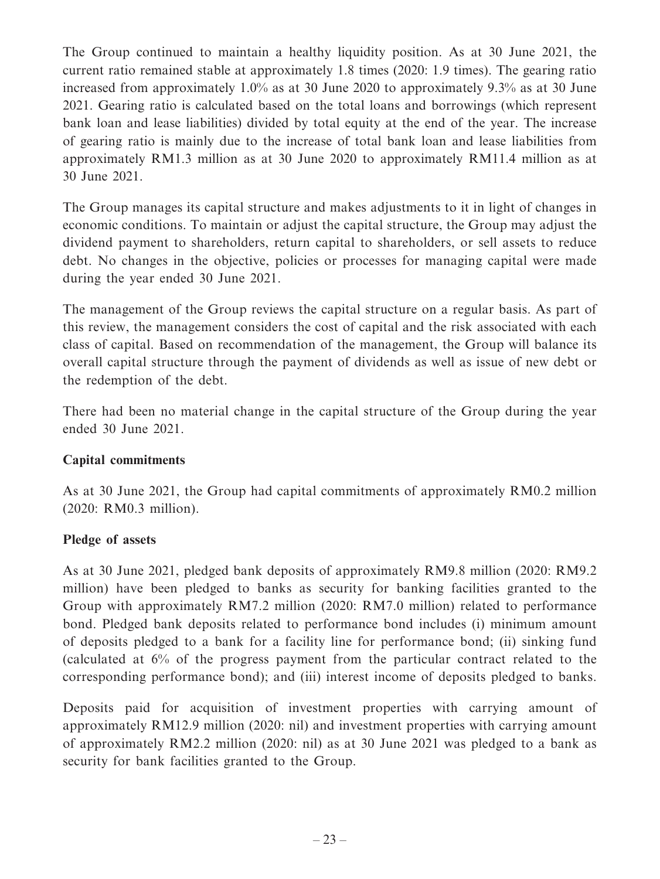The Group continued to maintain a healthy liquidity position. As at 30 June 2021, the current ratio remained stable at approximately 1.8 times (2020: 1.9 times). The gearing ratio increased from approximately 1.0% as at 30 June 2020 to approximately 9.3% as at 30 June 2021. Gearing ratio is calculated based on the total loans and borrowings (which represent bank loan and lease liabilities) divided by total equity at the end of the year. The increase of gearing ratio is mainly due to the increase of total bank loan and lease liabilities from approximately RM1.3 million as at 30 June 2020 to approximately RM11.4 million as at 30 June 2021.

The Group manages its capital structure and makes adjustments to it in light of changes in economic conditions. To maintain or adjust the capital structure, the Group may adjust the dividend payment to shareholders, return capital to shareholders, or sell assets to reduce debt. No changes in the objective, policies or processes for managing capital were made during the year ended 30 June 2021.

The management of the Group reviews the capital structure on a regular basis. As part of this review, the management considers the cost of capital and the risk associated with each class of capital. Based on recommendation of the management, the Group will balance its overall capital structure through the payment of dividends as well as issue of new debt or the redemption of the debt.

There had been no material change in the capital structure of the Group during the year ended 30 June 2021.

**Capital commitments**

As at 30 June 2021, the Group had capital commitments of approximately RM0.2 million (2020: RM0.3 million).

**Pledge of assets**

As at 30 June 2021, pledged bank deposits of approximately RM9.8 million (2020: RM9.2 million) have been pledged to banks as security for banking facilities granted to the Group with approximately RM7.2 million (2020: RM7.0 million) related to performance bond. Pledged bank deposits related to performance bond includes (i) minimum amount of deposits pledged to a bank for a facility line for performance bond; (ii) sinking fund (calculated at 6% of the progress payment from the particular contract related to the corresponding performance bond); and (iii) interest income of deposits pledged to banks.

Deposits paid for acquisition of investment properties with carrying amount of approximately RM12.9 million (2020: nil) and investment properties with carrying amount of approximately RM2.2 million (2020: nil) as at 30 June 2021 was pledged to a bank as security for bank facilities granted to the Group.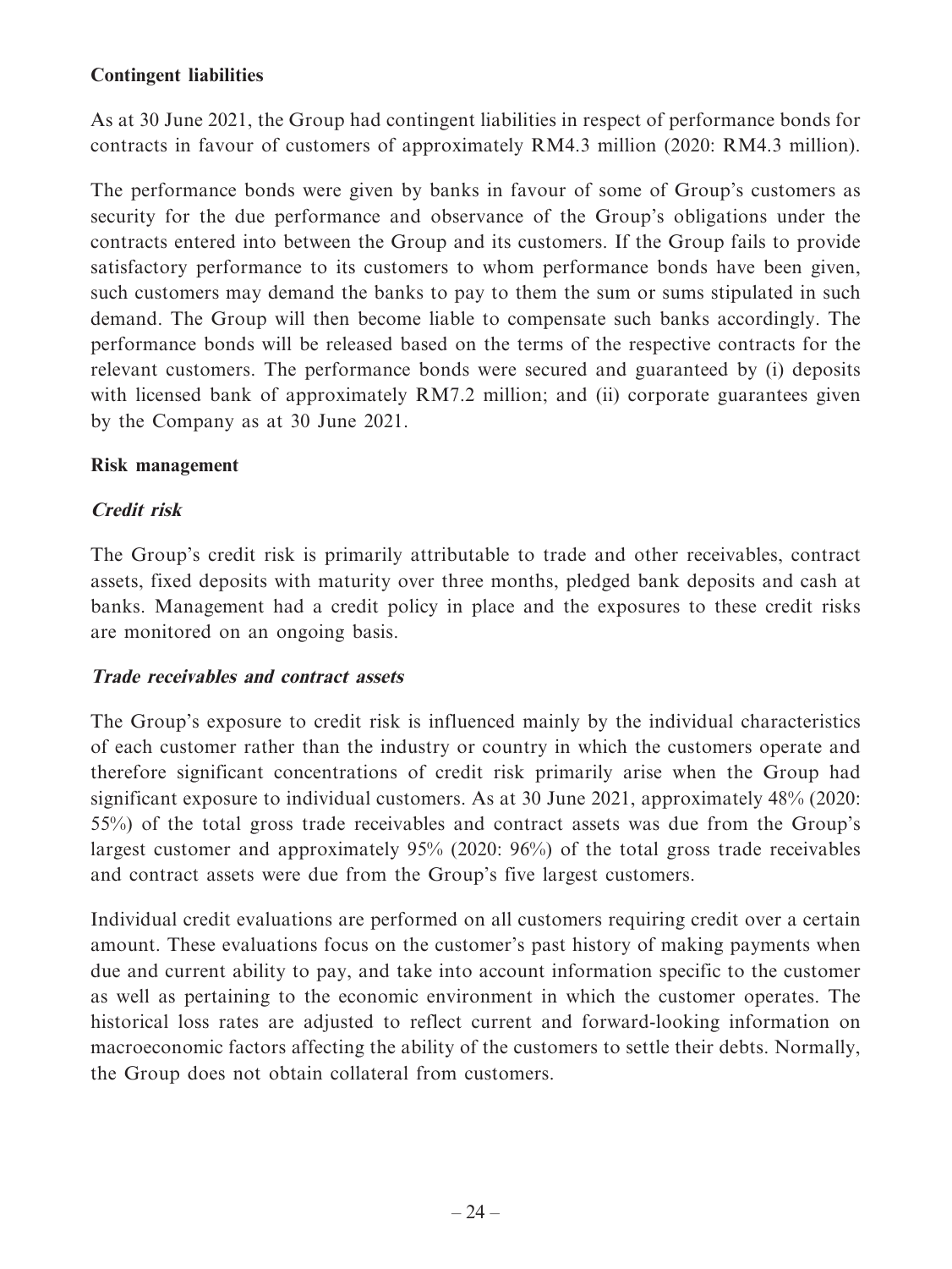**Contingent liabilities**

As at 30 June 2021, the Group had contingent liabilities in respect of performance bonds for contracts in favour of customers of approximately RM4.3 million (2020: RM4.3 million).

The performance bonds were given by banks in favour of some of Group's customers as security for the due performance and observance of the Group's obligations under the contracts entered into between the Group and its customers. If the Group fails to provide satisfactory performance to its customers to whom performance bonds have been given, such customers may demand the banks to pay to them the sum or sums stipulated in such demand. The Group will then become liable to compensate such banks accordingly. The performance bonds will be released based on the terms of the respective contracts for the relevant customers. The performance bonds were secured and guaranteed by (i) deposits with licensed bank of approximately RM7.2 million; and (ii) corporate guarantees given by the Company as at 30 June 2021.

**Risk management**

***Credit risk***

The Group's credit risk is primarily attributable to trade and other receivables, contract assets, fixed deposits with maturity over three months, pledged bank deposits and cash at banks. Management had a credit policy in place and the exposures to these credit risks are monitored on an ongoing basis.

***Trade receivables and contract assets***

The Group's exposure to credit risk is influenced mainly by the individual characteristics of each customer rather than the industry or country in which the customers operate and therefore significant concentrations of credit risk primarily arise when the Group had significant exposure to individual customers. As at 30 June 2021, approximately 48% (2020: 55%) of the total gross trade receivables and contract assets was due from the Group's largest customer and approximately 95% (2020: 96%) of the total gross trade receivables and contract assets were due from the Group's five largest customers.

Individual credit evaluations are performed on all customers requiring credit over a certain amount. These evaluations focus on the customer's past history of making payments when due and current ability to pay, and take into account information specific to the customer as well as pertaining to the economic environment in which the customer operates. The historical loss rates are adjusted to reflect current and forward-looking information on macroeconomic factors affecting the ability of the customers to settle their debts. Normally, the Group does not obtain collateral from customers.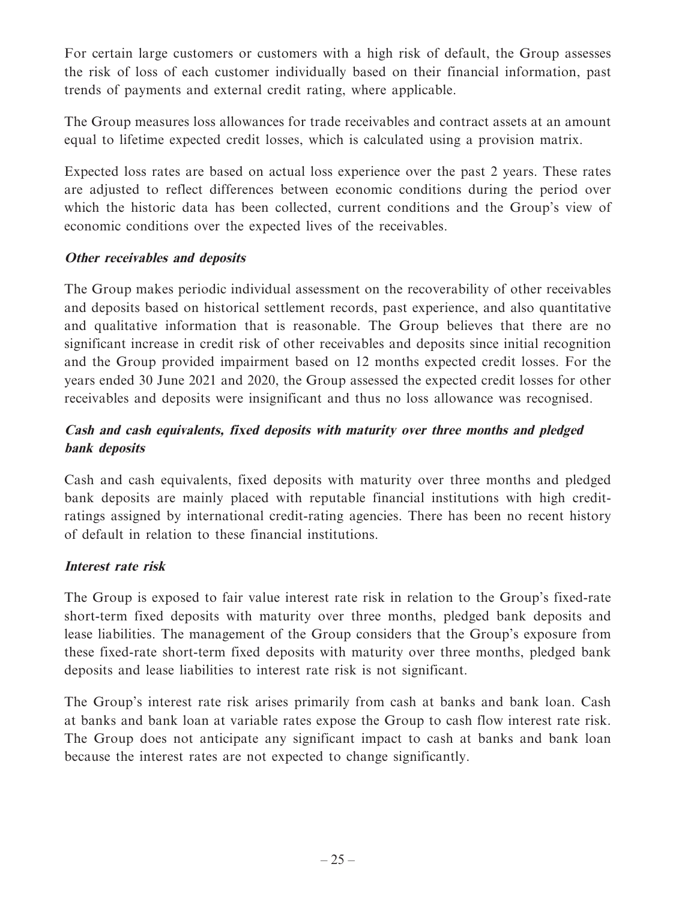For certain large customers or customers with a high risk of default, the Group assesses the risk of loss of each customer individually based on their financial information, past trends of payments and external credit rating, where applicable.

The Group measures loss allowances for trade receivables and contract assets at an amount equal to lifetime expected credit losses, which is calculated using a provision matrix.

Expected loss rates are based on actual loss experience over the past 2 years. These rates are adjusted to reflect differences between economic conditions during the period over which the historic data has been collected, current conditions and the Group's view of economic conditions over the expected lives of the receivables.

***Other receivables and deposits***

The Group makes periodic individual assessment on the recoverability of other receivables and deposits based on historical settlement records, past experience, and also quantitative and qualitative information that is reasonable. The Group believes that there are no significant increase in credit risk of other receivables and deposits since initial recognition and the Group provided impairment based on 12 months expected credit losses. For the years ended 30 June 2021 and 2020, the Group assessed the expected credit losses for other receivables and deposits were insignificant and thus no loss allowance was recognised.

***Cash and cash equivalents, fixed deposits with maturity over three months and pledged bank deposits***

Cash and cash equivalents, fixed deposits with maturity over three months and pledged bank deposits are mainly placed with reputable financial institutions with high credit-ratings assigned by international credit-rating agencies. There has been no recent history of default in relation to these financial institutions.

***Interest rate risk***

The Group is exposed to fair value interest rate risk in relation to the Group's fixed-rate short-term fixed deposits with maturity over three months, pledged bank deposits and lease liabilities. The management of the Group considers that the Group's exposure from these fixed-rate short-term fixed deposits with maturity over three months, pledged bank deposits and lease liabilities to interest rate risk is not significant.

The Group's interest rate risk arises primarily from cash at banks and bank loan. Cash at banks and bank loan at variable rates expose the Group to cash flow interest rate risk. The Group does not anticipate any significant impact to cash at banks and bank loan because the interest rates are not expected to change significantly.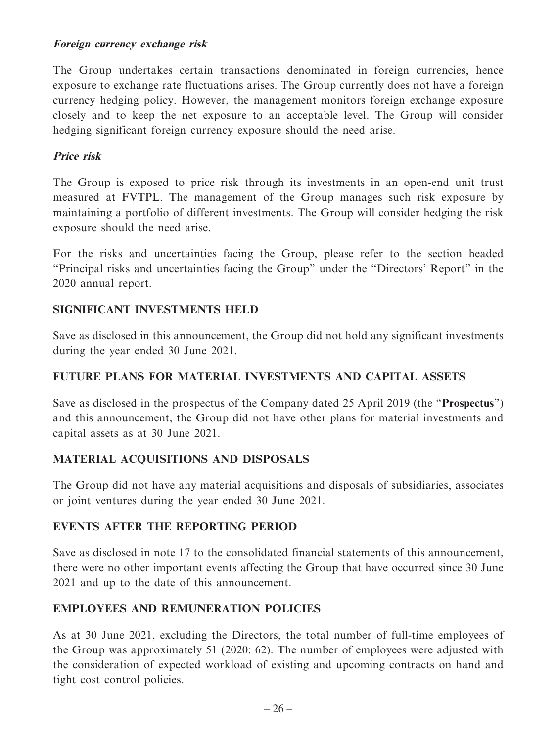***Foreign currency exchange risk***

The Group undertakes certain transactions denominated in foreign currencies, hence exposure to exchange rate fluctuations arises. The Group currently does not have a foreign currency hedging policy. However, the management monitors foreign exchange exposure closely and to keep the net exposure to an acceptable level. The Group will consider hedging significant foreign currency exposure should the need arise.

***Price risk***

The Group is exposed to price risk through its investments in an open-end unit trust measured at FVTPL. The management of the Group manages such risk exposure by maintaining a portfolio of different investments. The Group will consider hedging the risk exposure should the need arise.

For the risks and uncertainties facing the Group, please refer to the section headed "Principal risks and uncertainties facing the Group" under the "Directors' Report" in the 2020 annual report.

## SIGNIFICANT INVESTMENTS HELD

Save as disclosed in this announcement, the Group did not hold any significant investments during the year ended 30 June 2021.

## FUTURE PLANS FOR MATERIAL INVESTMENTS AND CAPITAL ASSETS

Save as disclosed in the prospectus of the Company dated 25 April 2019 (the "**Prospectus**") and this announcement, the Group did not have other plans for material investments and capital assets as at 30 June 2021.

## MATERIAL ACQUISITIONS AND DISPOSALS

The Group did not have any material acquisitions and disposals of subsidiaries, associates or joint ventures during the year ended 30 June 2021.

## EVENTS AFTER THE REPORTING PERIOD

Save as disclosed in note 17 to the consolidated financial statements of this announcement, there were no other important events affecting the Group that have occurred since 30 June 2021 and up to the date of this announcement.

## EMPLOYEES AND REMUNERATION POLICIES

As at 30 June 2021, excluding the Directors, the total number of full-time employees of the Group was approximately 51 (2020: 62). The number of employees were adjusted with the consideration of expected workload of existing and upcoming contracts on hand and tight cost control policies.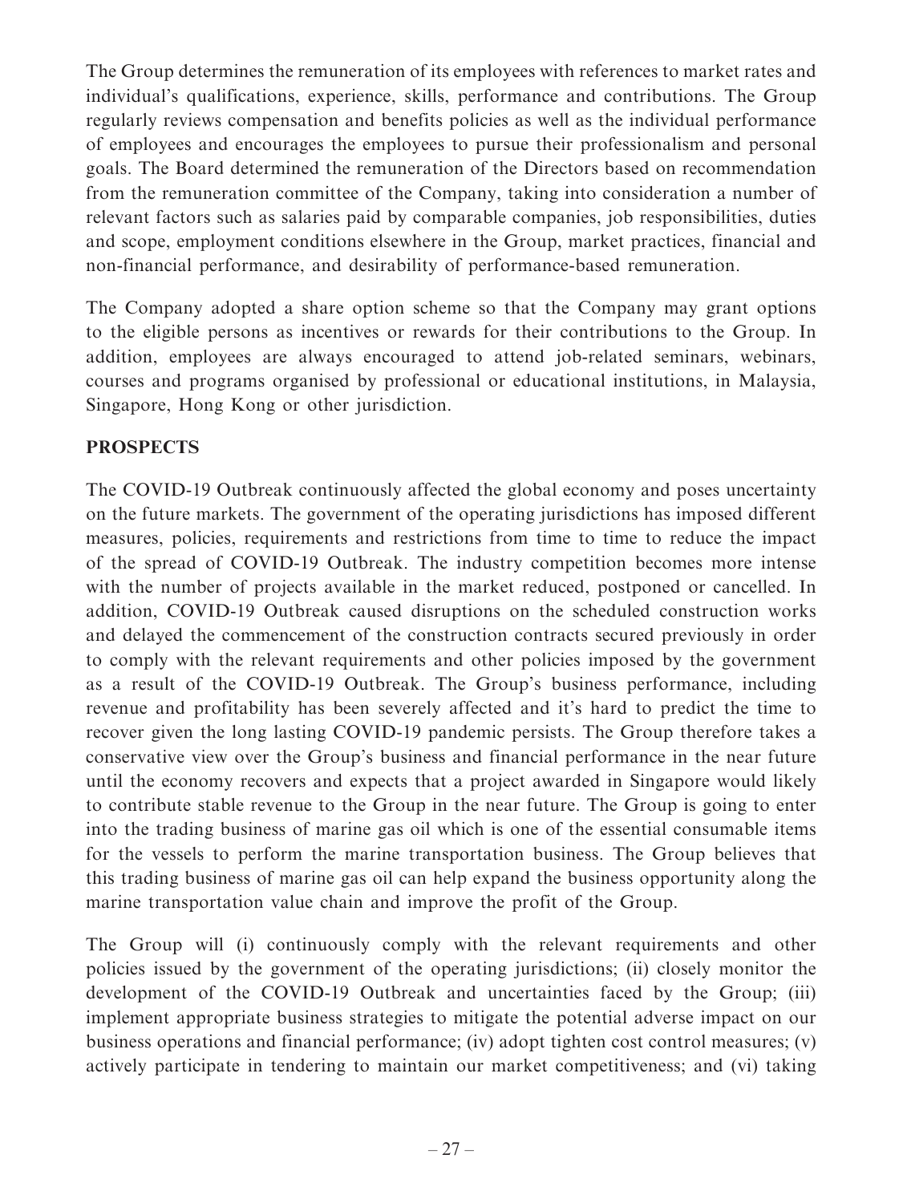The Group determines the remuneration of its employees with references to market rates and individual's qualifications, experience, skills, performance and contributions. The Group regularly reviews compensation and benefits policies as well as the individual performance of employees and encourages the employees to pursue their professionalism and personal goals. The Board determined the remuneration of the Directors based on recommendation from the remuneration committee of the Company, taking into consideration a number of relevant factors such as salaries paid by comparable companies, job responsibilities, duties and scope, employment conditions elsewhere in the Group, market practices, financial and non-financial performance, and desirability of performance-based remuneration.

The Company adopted a share option scheme so that the Company may grant options to the eligible persons as incentives or rewards for their contributions to the Group. In addition, employees are always encouraged to attend job-related seminars, webinars, courses and programs organised by professional or educational institutions, in Malaysia, Singapore, Hong Kong or other jurisdiction.

## PROSPECTS

The COVID-19 Outbreak continuously affected the global economy and poses uncertainty on the future markets. The government of the operating jurisdictions has imposed different measures, policies, requirements and restrictions from time to time to reduce the impact of the spread of COVID-19 Outbreak. The industry competition becomes more intense with the number of projects available in the market reduced, postponed or cancelled. In addition, COVID-19 Outbreak caused disruptions on the scheduled construction works and delayed the commencement of the construction contracts secured previously in order to comply with the relevant requirements and other policies imposed by the government as a result of the COVID-19 Outbreak. The Group's business performance, including revenue and profitability has been severely affected and it's hard to predict the time to recover given the long lasting COVID-19 pandemic persists. The Group therefore takes a conservative view over the Group's business and financial performance in the near future until the economy recovers and expects that a project awarded in Singapore would likely to contribute stable revenue to the Group in the near future. The Group is going to enter into the trading business of marine gas oil which is one of the essential consumable items for the vessels to perform the marine transportation business. The Group believes that this trading business of marine gas oil can help expand the business opportunity along the marine transportation value chain and improve the profit of the Group.

The Group will (i) continuously comply with the relevant requirements and other policies issued by the government of the operating jurisdictions; (ii) closely monitor the development of the COVID-19 Outbreak and uncertainties faced by the Group; (iii) implement appropriate business strategies to mitigate the potential adverse impact on our business operations and financial performance; (iv) adopt tighten cost control measures; (v) actively participate in tendering to maintain our market competitiveness; and (vi) taking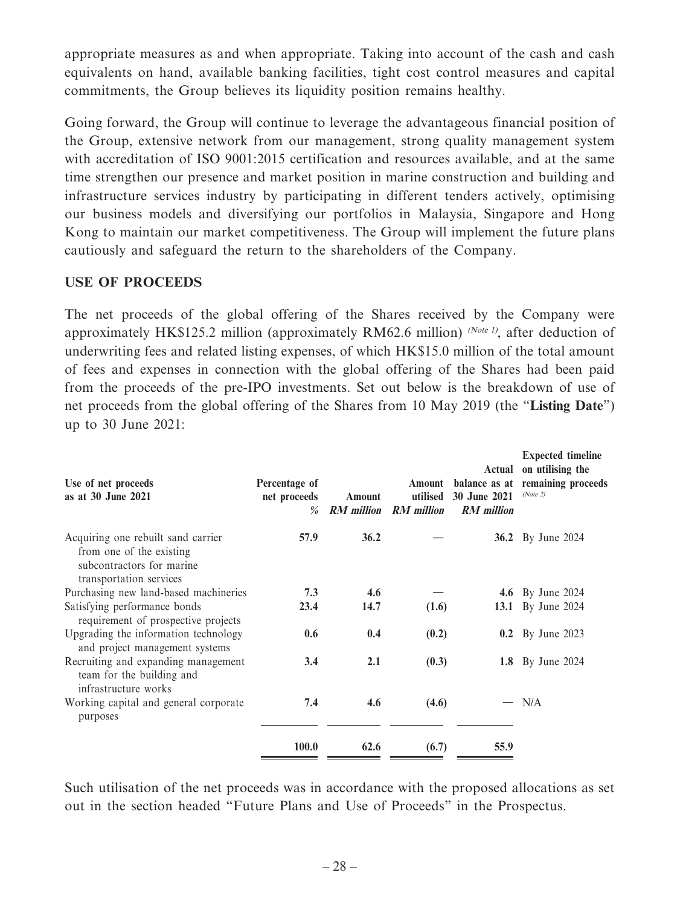appropriate measures as and when appropriate. Taking into account of the cash and cash equivalents on hand, available banking facilities, tight cost control measures and capital commitments, the Group believes its liquidity position remains healthy.

Going forward, the Group will continue to leverage the advantageous financial position of the Group, extensive network from our management, strong quality management system with accreditation of ISO 9001:2015 certification and resources available, and at the same time strengthen our presence and market position in marine construction and building and infrastructure services industry by participating in different tenders actively, optimising our business models and diversifying our portfolios in Malaysia, Singapore and Hong Kong to maintain our market competitiveness. The Group will implement the future plans cautiously and safeguard the return to the shareholders of the Company.

**USE OF PROCEEDS**

The net proceeds of the global offering of the Shares received by the Company were approximately HK$125.2 million (approximately RM62.6 million) *(Note 1)*, after deduction of underwriting fees and related listing expenses, of which HK$15.0 million of the total amount of fees and expenses in connection with the global offering of the Shares had been paid from the proceeds of the pre-IPO investments. Set out below is the breakdown of use of net proceeds from the global offering of the Shares from 10 May 2019 (the "**Listing Date**") up to 30 June 2021:

| Use of net proceeds as at 30 June 2021 | Percentage of net proceeds *%* | Amount *RM million* | Amount utilised *RM million* | Actual balance as at 30 June 2021 *RM million* | Expected timeline on utilising the remaining proceeds *(Note 2)* |
|---|---|---|---|---|---|
| Acquiring one rebuilt sand carrier from one of the existing subcontractors for marine transportation services | **57.9** | **36.2** | — | **36.2** | By June 2024 |
| Purchasing new land-based machineries | **7.3** | **4.6** | — | **4.6** | By June 2024 |
| Satisfying performance bonds requirement of prospective projects | **23.4** | **14.7** | **(1.6)** | **13.1** | By June 2024 |
| Upgrading the information technology and project management systems | **0.6** | **0.4** | **(0.2)** | **0.2** | By June 2023 |
| Recruiting and expanding management team for the building and infrastructure works | **3.4** | **2.1** | **(0.3)** | **1.8** | By June 2024 |
| Working capital and general corporate purposes | **7.4** | **4.6** | **(4.6)** | — | N/A |
| | **100.0** | **62.6** | **(6.7)** | **55.9** | |

Such utilisation of the net proceeds was in accordance with the proposed allocations as set out in the section headed "Future Plans and Use of Proceeds" in the Prospectus.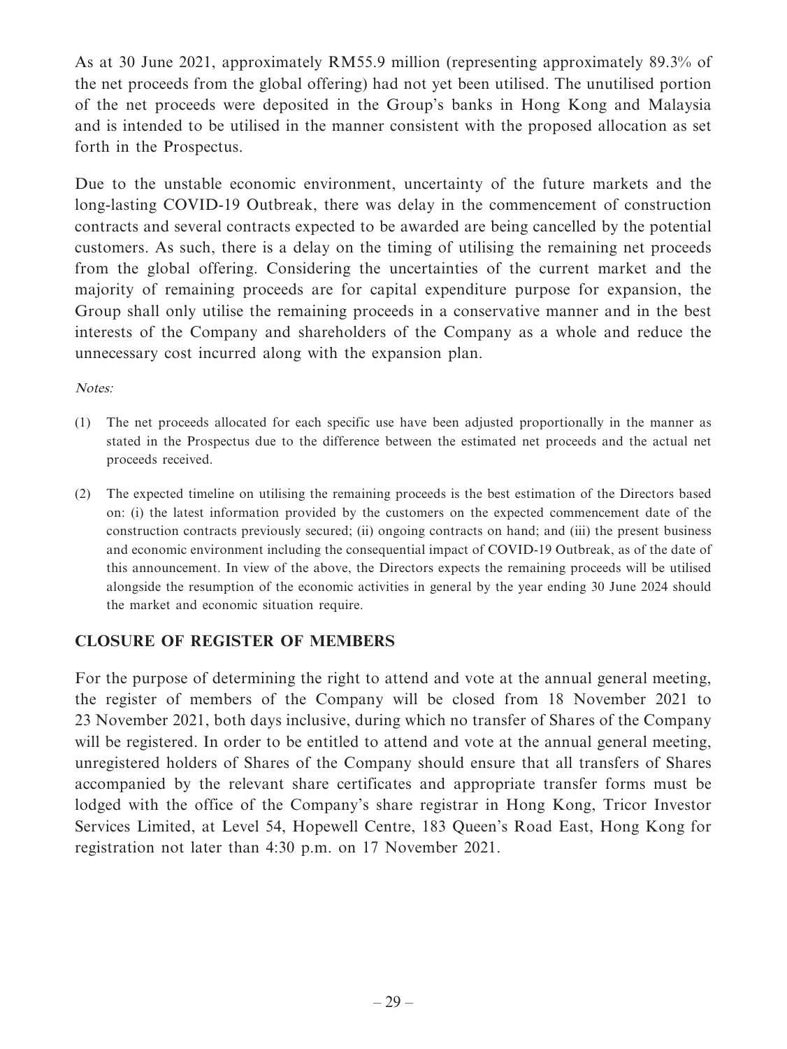As at 30 June 2021, approximately RM55.9 million (representing approximately 89.3% of the net proceeds from the global offering) had not yet been utilised. The unutilised portion of the net proceeds were deposited in the Group's banks in Hong Kong and Malaysia and is intended to be utilised in the manner consistent with the proposed allocation as set forth in the Prospectus.

Due to the unstable economic environment, uncertainty of the future markets and the long-lasting COVID-19 Outbreak, there was delay in the commencement of construction contracts and several contracts expected to be awarded are being cancelled by the potential customers. As such, there is a delay on the timing of utilising the remaining net proceeds from the global offering. Considering the uncertainties of the current market and the majority of remaining proceeds are for capital expenditure purpose for expansion, the Group shall only utilise the remaining proceeds in a conservative manner and in the best interests of the Company and shareholders of the Company as a whole and reduce the unnecessary cost incurred along with the expansion plan.

*Notes:*

(1) The net proceeds allocated for each specific use have been adjusted proportionally in the manner as stated in the Prospectus due to the difference between the estimated net proceeds and the actual net proceeds received.

(2) The expected timeline on utilising the remaining proceeds is the best estimation of the Directors based on: (i) the latest information provided by the customers on the expected commencement date of the construction contracts previously secured; (ii) ongoing contracts on hand; and (iii) the present business and economic environment including the consequential impact of COVID-19 Outbreak, as of the date of this announcement. In view of the above, the Directors expects the remaining proceeds will be utilised alongside the resumption of the economic activities in general by the year ending 30 June 2024 should the market and economic situation require.

## CLOSURE OF REGISTER OF MEMBERS

For the purpose of determining the right to attend and vote at the annual general meeting, the register of members of the Company will be closed from 18 November 2021 to 23 November 2021, both days inclusive, during which no transfer of Shares of the Company will be registered. In order to be entitled to attend and vote at the annual general meeting, unregistered holders of Shares of the Company should ensure that all transfers of Shares accompanied by the relevant share certificates and appropriate transfer forms must be lodged with the office of the Company's share registrar in Hong Kong, Tricor Investor Services Limited, at Level 54, Hopewell Centre, 183 Queen's Road East, Hong Kong for registration not later than 4:30 p.m. on 17 November 2021.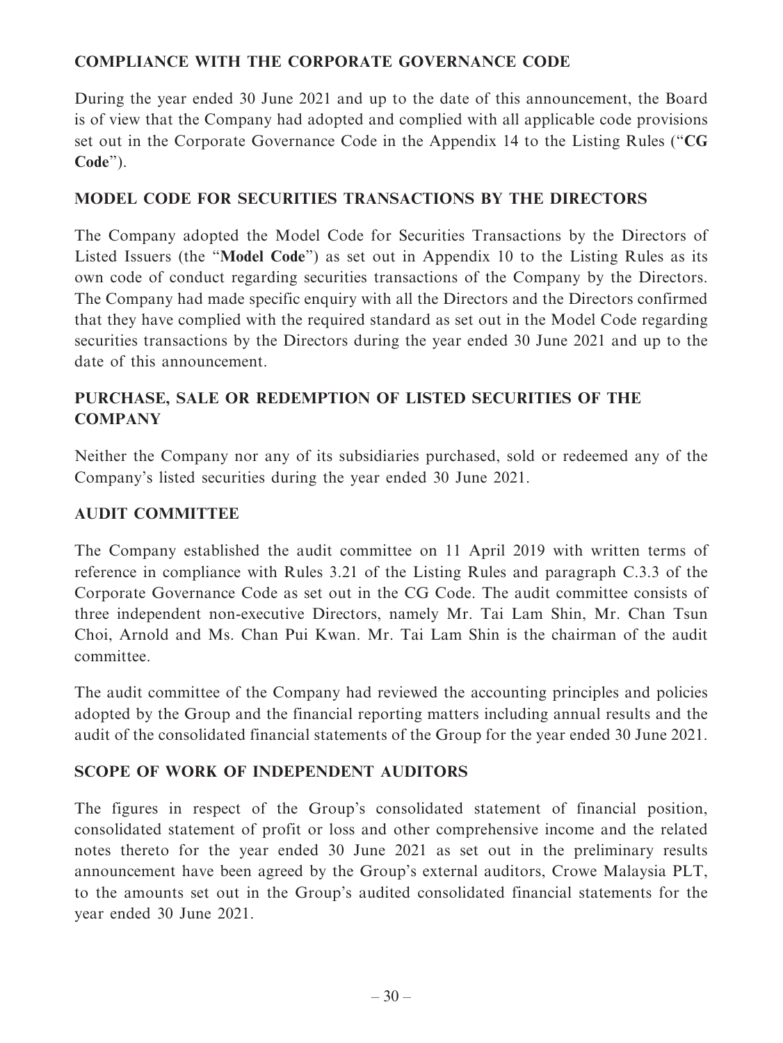## COMPLIANCE WITH THE CORPORATE GOVERNANCE CODE

During the year ended 30 June 2021 and up to the date of this announcement, the Board is of view that the Company had adopted and complied with all applicable code provisions set out in the Corporate Governance Code in the Appendix 14 to the Listing Rules ("**CG Code**").

## MODEL CODE FOR SECURITIES TRANSACTIONS BY THE DIRECTORS

The Company adopted the Model Code for Securities Transactions by the Directors of Listed Issuers (the "**Model Code**") as set out in Appendix 10 to the Listing Rules as its own code of conduct regarding securities transactions of the Company by the Directors. The Company had made specific enquiry with all the Directors and the Directors confirmed that they have complied with the required standard as set out in the Model Code regarding securities transactions by the Directors during the year ended 30 June 2021 and up to the date of this announcement.

## PURCHASE, SALE OR REDEMPTION OF LISTED SECURITIES OF THE COMPANY

Neither the Company nor any of its subsidiaries purchased, sold or redeemed any of the Company's listed securities during the year ended 30 June 2021.

## AUDIT COMMITTEE

The Company established the audit committee on 11 April 2019 with written terms of reference in compliance with Rules 3.21 of the Listing Rules and paragraph C.3.3 of the Corporate Governance Code as set out in the CG Code. The audit committee consists of three independent non-executive Directors, namely Mr. Tai Lam Shin, Mr. Chan Tsun Choi, Arnold and Ms. Chan Pui Kwan. Mr. Tai Lam Shin is the chairman of the audit committee.

The audit committee of the Company had reviewed the accounting principles and policies adopted by the Group and the financial reporting matters including annual results and the audit of the consolidated financial statements of the Group for the year ended 30 June 2021.

## SCOPE OF WORK OF INDEPENDENT AUDITORS

The figures in respect of the Group's consolidated statement of financial position, consolidated statement of profit or loss and other comprehensive income and the related notes thereto for the year ended 30 June 2021 as set out in the preliminary results announcement have been agreed by the Group's external auditors, Crowe Malaysia PLT, to the amounts set out in the Group's audited consolidated financial statements for the year ended 30 June 2021.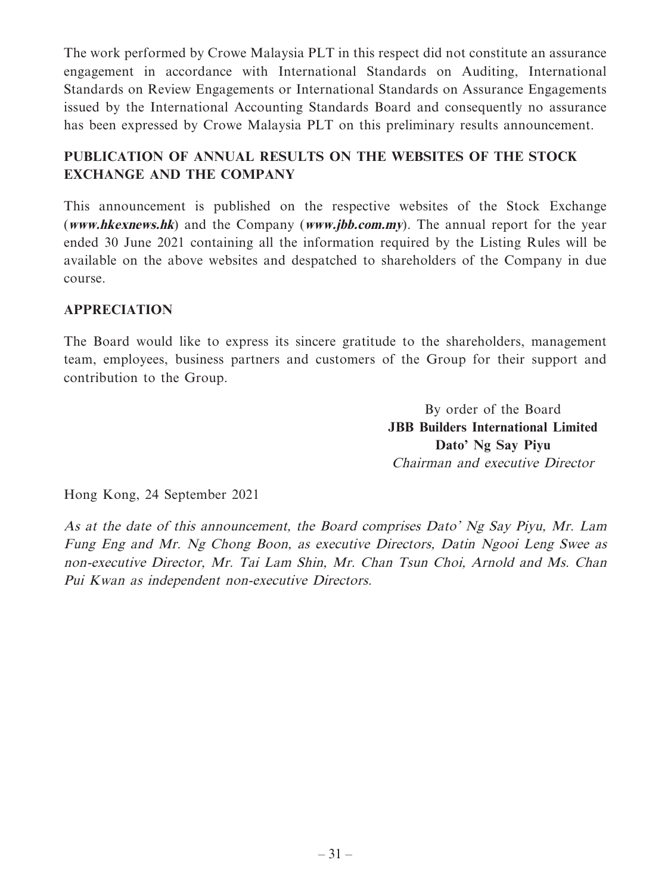The work performed by Crowe Malaysia PLT in this respect did not constitute an assurance engagement in accordance with International Standards on Auditing, International Standards on Review Engagements or International Standards on Assurance Engagements issued by the International Accounting Standards Board and consequently no assurance has been expressed by Crowe Malaysia PLT on this preliminary results announcement.

## PUBLICATION OF ANNUAL RESULTS ON THE WEBSITES OF THE STOCK EXCHANGE AND THE COMPANY

This announcement is published on the respective websites of the Stock Exchange (***www.hkexnews.hk***) and the Company (***www.jbb.com.my***). The annual report for the year ended 30 June 2021 containing all the information required by the Listing Rules will be available on the above websites and despatched to shareholders of the Company in due course.

## APPRECIATION

The Board would like to express its sincere gratitude to the shareholders, management team, employees, business partners and customers of the Group for their support and contribution to the Group.

By order of the Board
**JBB Builders International Limited**
**Dato' Ng Say Piyu**
*Chairman and executive Director*

Hong Kong, 24 September 2021

*As at the date of this announcement, the Board comprises Dato' Ng Say Piyu, Mr. Lam Fung Eng and Mr. Ng Chong Boon, as executive Directors, Datin Ngooi Leng Swee as non-executive Director, Mr. Tai Lam Shin, Mr. Chan Tsun Choi, Arnold and Ms. Chan Pui Kwan as independent non-executive Directors.*